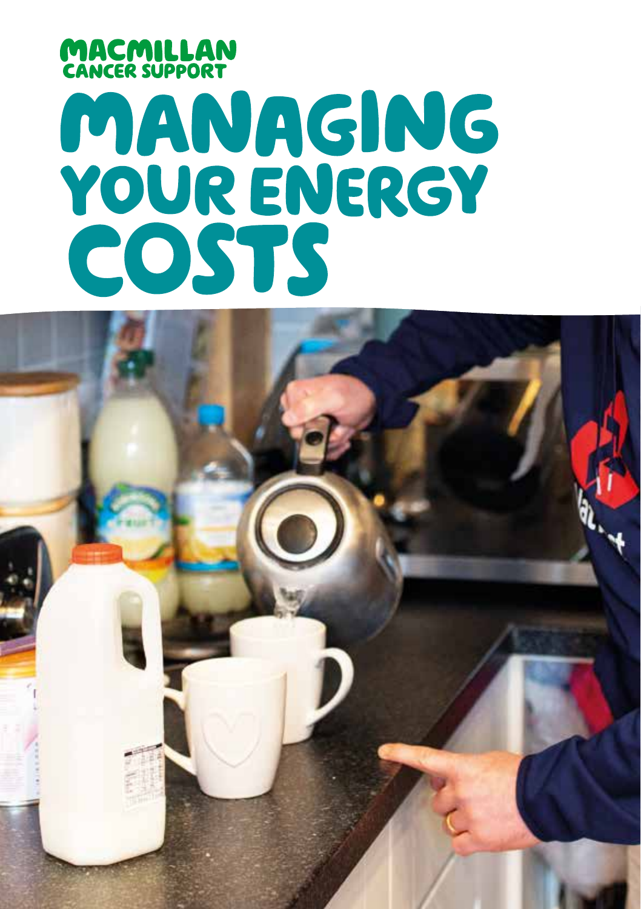MACMILLAN CANCER SUPPORT

# MANAGING YOUR ENERGY COSTS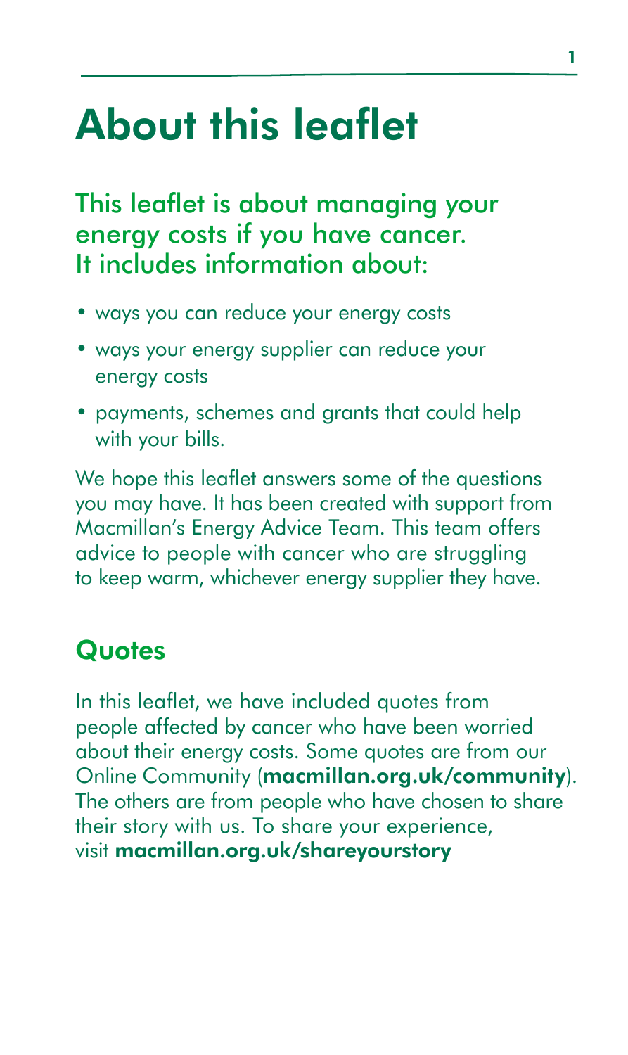# About this leaflet

## This leaflet is about managing your energy costs if you have cancer. It includes information about:

- ways you can reduce your energy costs
- ways your energy supplier can reduce your energy costs
- payments, schemes and grants that could help with your bills.

We hope this leaflet answers some of the questions you may have. It has been created with support from Macmillan's Energy Advice Team. This team offers advice to people with cancer who are struggling to keep warm, whichever energy supplier they have.

### Quotes

In this leaflet, we have included quotes from people affected by cancer who have been worried about their energy costs. Some quotes are from our Online Community (**macmillan.org.uk/community**). The others are from people who have chosen to share their story with us. To share your experience, visit **macmillan.org.uk/shareyourstory**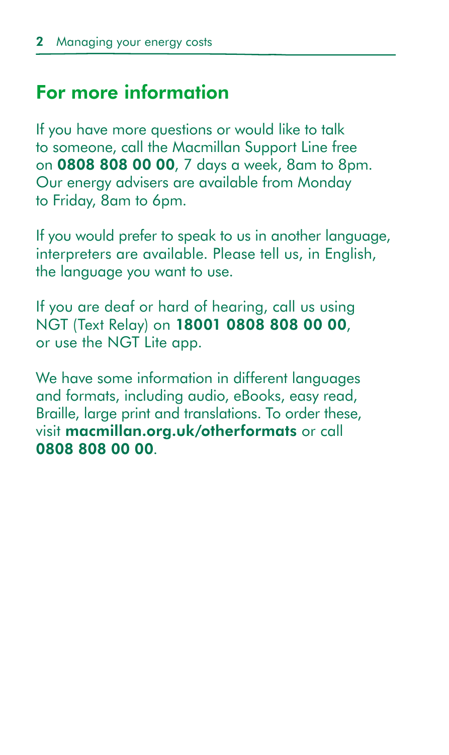## For more information

If you have more questions or would like to talk to someone, call the Macmillan Support Line free on **0808 808 00 00**, 7 days a week, 8am to 8pm. Our energy advisers are available from Monday to Friday, 8am to 6pm.

If you would prefer to speak to us in another language, interpreters are available. Please tell us, in English, the language you want to use.

If you are deaf or hard of hearing, call us using NGT (Text Relay) on **18001 0808 808 00 00**, or use the NGT Lite app.

We have some information in different languages and formats, including audio, eBooks, easy read, Braille, large print and translations. To order these, visit **macmillan.org.uk/otherformats** or call **0808 808 00 00**.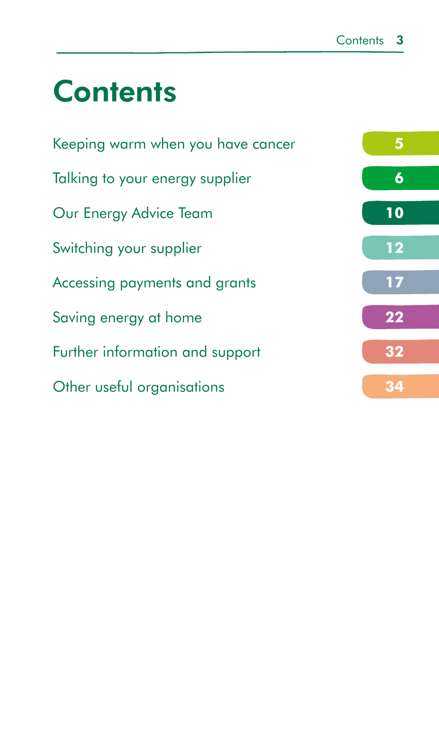# Contents

| | |
|---|---|
| Keeping warm when you have cancer | 5 |
| Talking to your energy supplier | 6 |
| Our Energy Advice Team | 10 |
| Switching your supplier | 12 |
| Accessing payments and grants | 17 |
| Saving energy at home | 22 |
| Further information and support | 32 |
| Other useful organisations | 34 |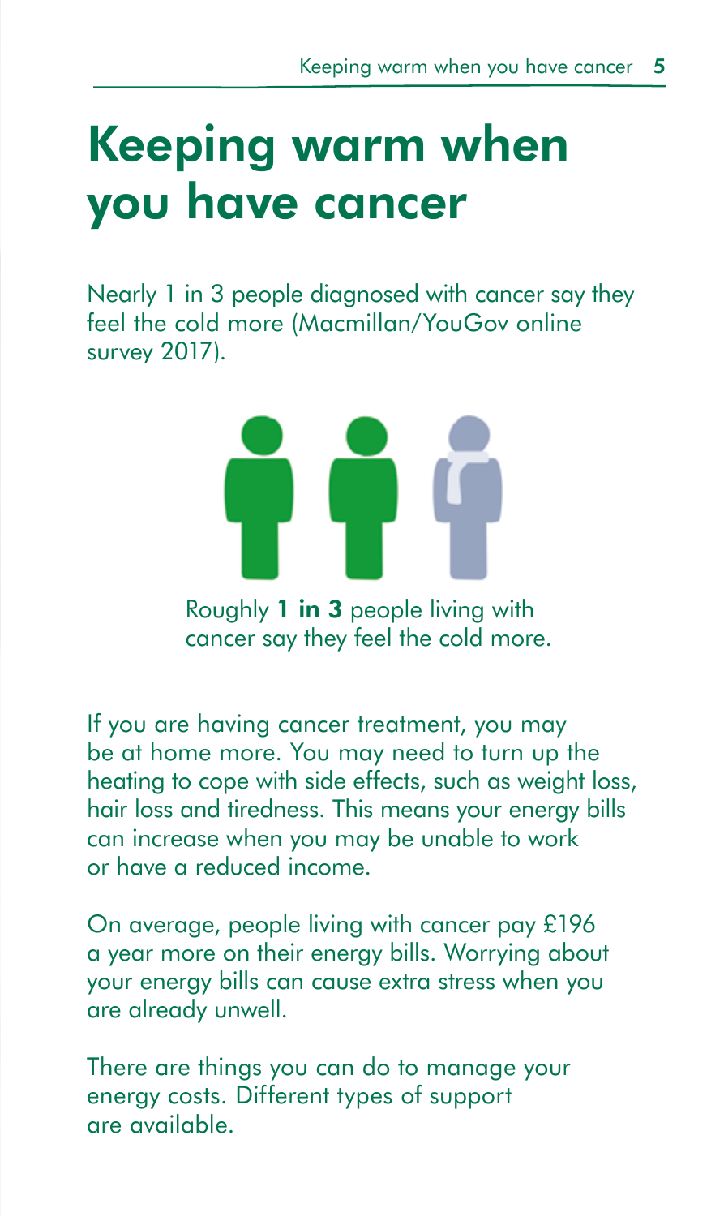# Keeping warm when you have cancer

Nearly 1 in 3 people diagnosed with cancer say they feel the cold more (Macmillan/YouGov online survey 2017).

Roughly **1 in 3** people living with cancer say they feel the cold more.

If you are having cancer treatment, you may be at home more. You may need to turn up the heating to cope with side effects, such as weight loss, hair loss and tiredness. This means your energy bills can increase when you may be unable to work or have a reduced income.

On average, people living with cancer pay £196 a year more on their energy bills. Worrying about your energy bills can cause extra stress when you are already unwell.

There are things you can do to manage your energy costs. Different types of support are available.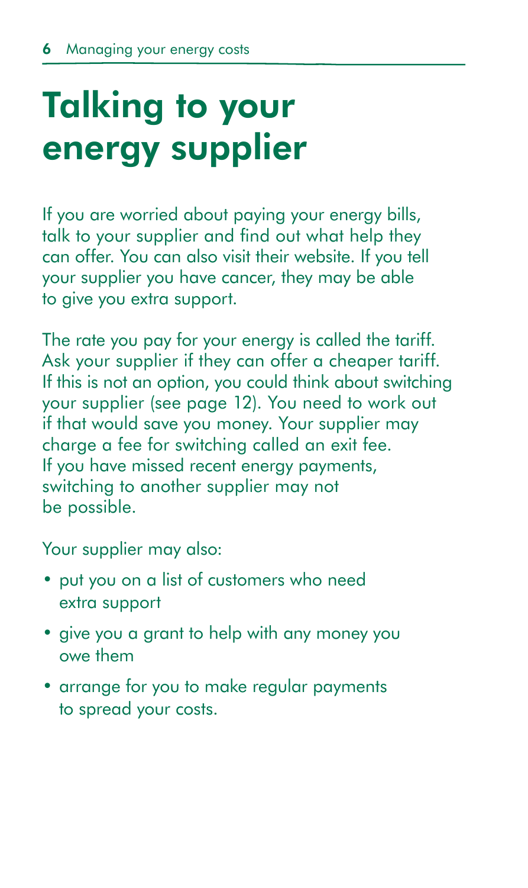# Talking to your energy supplier

If you are worried about paying your energy bills, talk to your supplier and find out what help they can offer. You can also visit their website. If you tell your supplier you have cancer, they may be able to give you extra support.

The rate you pay for your energy is called the tariff. Ask your supplier if they can offer a cheaper tariff. If this is not an option, you could think about switching your supplier (see page 12). You need to work out if that would save you money. Your supplier may charge a fee for switching called an exit fee. If you have missed recent energy payments, switching to another supplier may not be possible.

Your supplier may also:

- put you on a list of customers who need extra support
- give you a grant to help with any money you owe them
- arrange for you to make regular payments to spread your costs.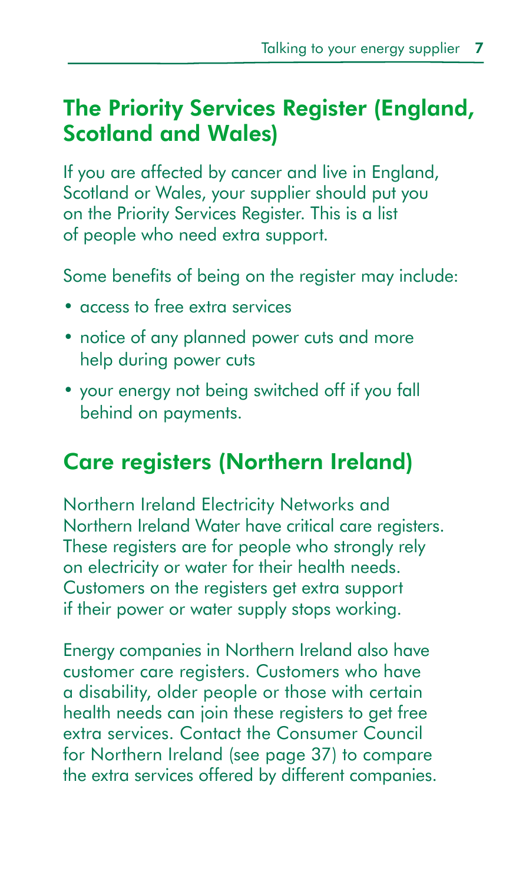## The Priority Services Register (England, Scotland and Wales)

If you are affected by cancer and live in England, Scotland or Wales, your supplier should put you on the Priority Services Register. This is a list of people who need extra support.

Some benefits of being on the register may include:

- access to free extra services
- notice of any planned power cuts and more help during power cuts
- your energy not being switched off if you fall behind on payments.

## Care registers (Northern Ireland)

Northern Ireland Electricity Networks and Northern Ireland Water have critical care registers. These registers are for people who strongly rely on electricity or water for their health needs. Customers on the registers get extra support if their power or water supply stops working.

Energy companies in Northern Ireland also have customer care registers. Customers who have a disability, older people or those with certain health needs can join these registers to get free extra services. Contact the Consumer Council for Northern Ireland (see page 37) to compare the extra services offered by different companies.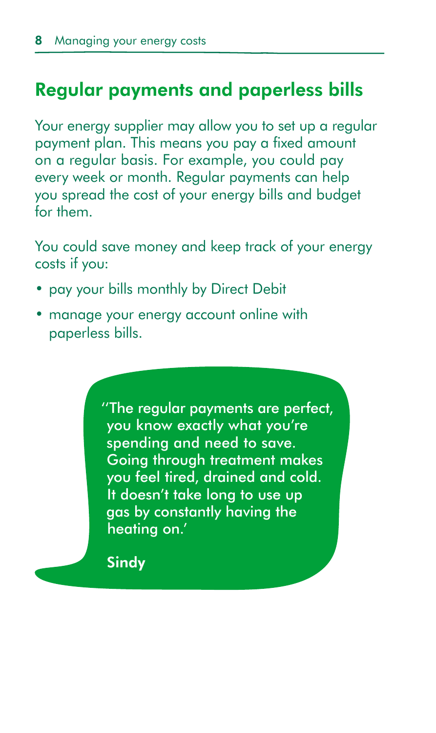## Regular payments and paperless bills

Your energy supplier may allow you to set up a regular payment plan. This means you pay a fixed amount on a regular basis. For example, you could pay every week or month. Regular payments can help you spread the cost of your energy bills and budget for them.

You could save money and keep track of your energy costs if you:

- pay your bills monthly by Direct Debit
- manage your energy account online with paperless bills.

> ''The regular payments are perfect, you know exactly what you're spending and need to save. Going through treatment makes you feel tired, drained and cold. It doesn't take long to use up gas by constantly having the heating on.'
>
> **Sindy**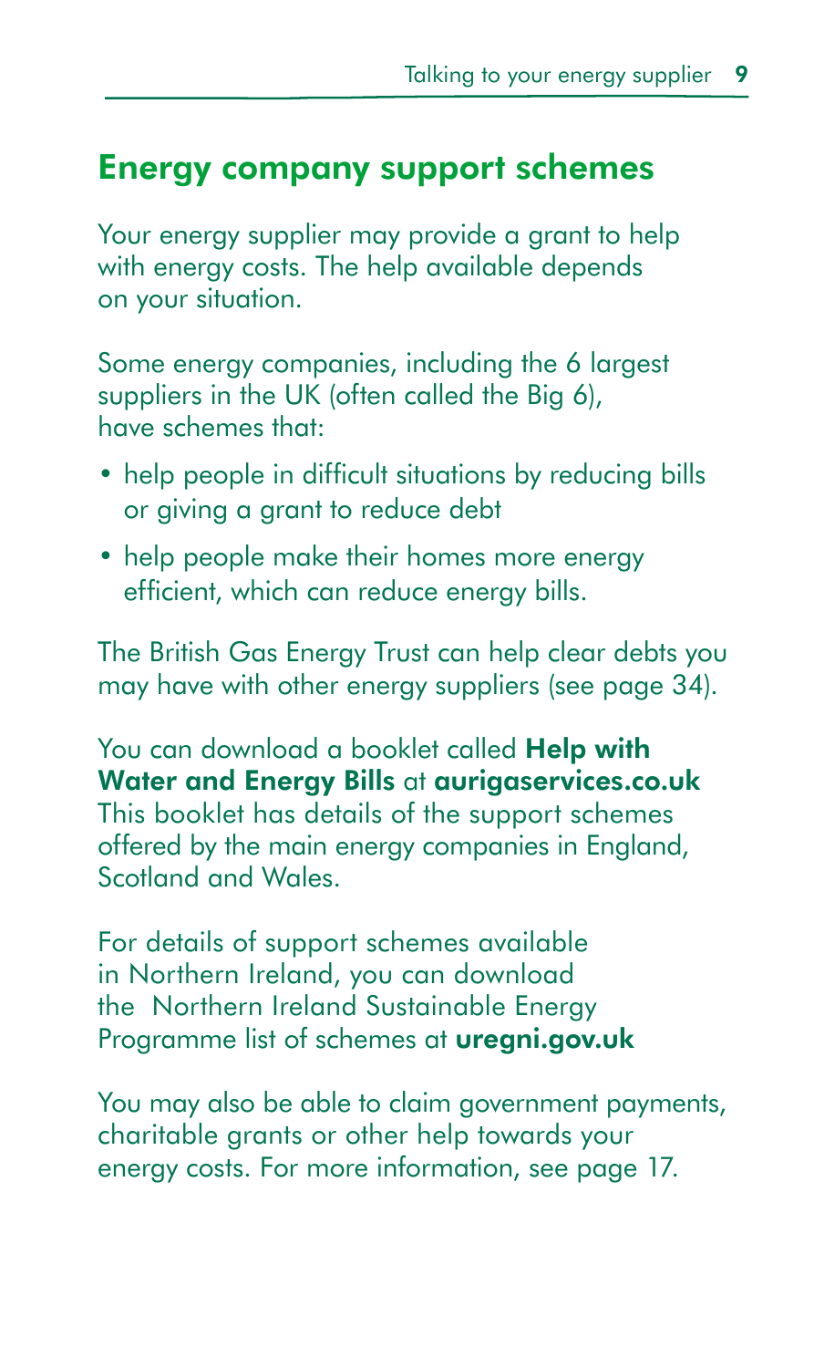## Energy company support schemes

Your energy supplier may provide a grant to help with energy costs. The help available depends on your situation.

Some energy companies, including the 6 largest suppliers in the UK (often called the Big 6), have schemes that:

- help people in difficult situations by reducing bills or giving a grant to reduce debt
- help people make their homes more energy efficient, which can reduce energy bills.

The British Gas Energy Trust can help clear debts you may have with other energy suppliers (see page 34).

You can download a booklet called **Help with Water and Energy Bills** at **aurigaservices.co.uk** This booklet has details of the support schemes offered by the main energy companies in England, Scotland and Wales.

For details of support schemes available in Northern Ireland, you can download the Northern Ireland Sustainable Energy Programme list of schemes at **uregni.gov.uk**

You may also be able to claim government payments, charitable grants or other help towards your energy costs. For more information, see page 17.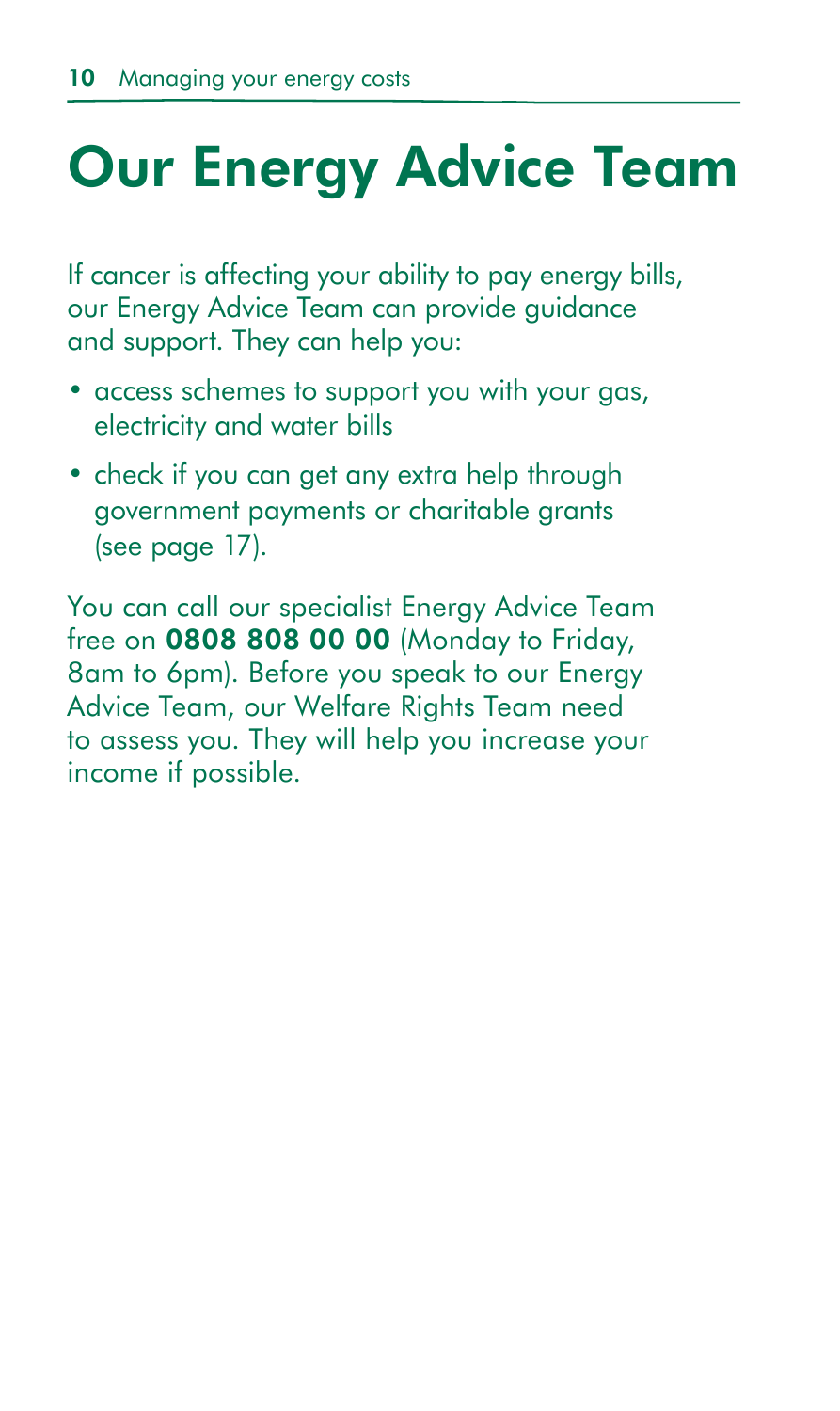# Our Energy Advice Team

If cancer is affecting your ability to pay energy bills, our Energy Advice Team can provide guidance and support. They can help you:

- access schemes to support you with your gas, electricity and water bills
- check if you can get any extra help through government payments or charitable grants (see page 17).

You can call our specialist Energy Advice Team free on **0808 808 00 00** (Monday to Friday, 8am to 6pm). Before you speak to our Energy Advice Team, our Welfare Rights Team need to assess you. They will help you increase your income if possible.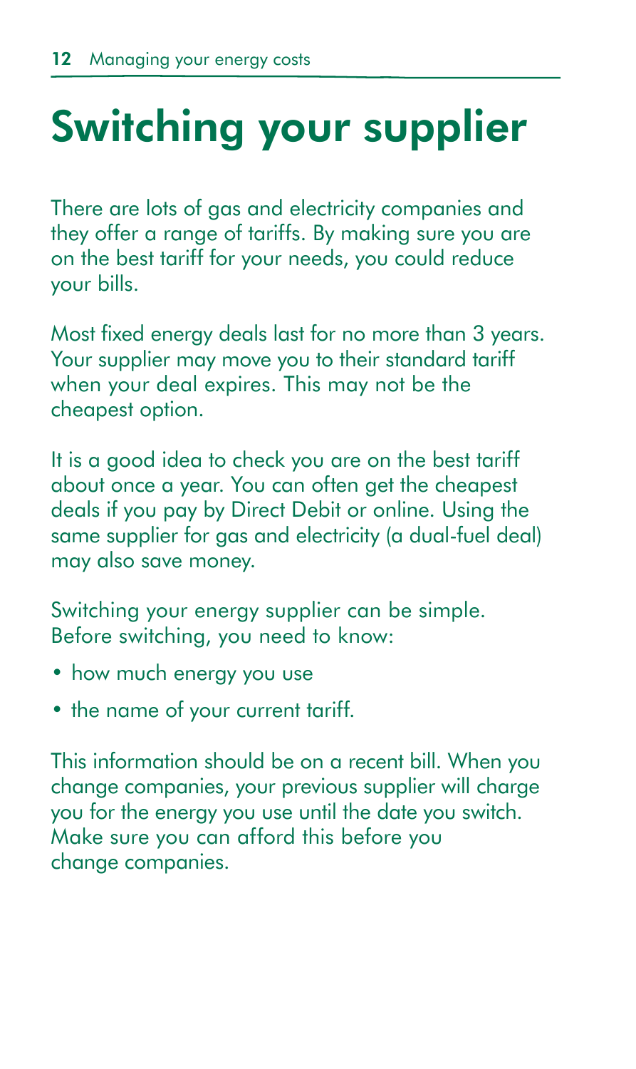# Switching your supplier

There are lots of gas and electricity companies and they offer a range of tariffs. By making sure you are on the best tariff for your needs, you could reduce your bills.

Most fixed energy deals last for no more than 3 years. Your supplier may move you to their standard tariff when your deal expires. This may not be the cheapest option.

It is a good idea to check you are on the best tariff about once a year. You can often get the cheapest deals if you pay by Direct Debit or online. Using the same supplier for gas and electricity (a dual-fuel deal) may also save money.

Switching your energy supplier can be simple. Before switching, you need to know:

- how much energy you use
- the name of your current tariff.

This information should be on a recent bill. When you change companies, your previous supplier will charge you for the energy you use until the date you switch. Make sure you can afford this before you change companies.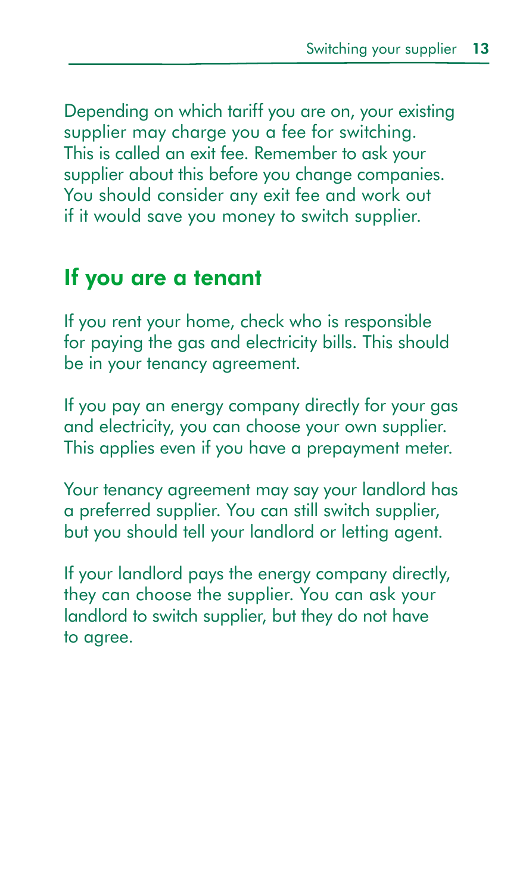Depending on which tariff you are on, your existing supplier may charge you a fee for switching. This is called an exit fee. Remember to ask your supplier about this before you change companies. You should consider any exit fee and work out if it would save you money to switch supplier.

## If you are a tenant

If you rent your home, check who is responsible for paying the gas and electricity bills. This should be in your tenancy agreement.

If you pay an energy company directly for your gas and electricity, you can choose your own supplier. This applies even if you have a prepayment meter.

Your tenancy agreement may say your landlord has a preferred supplier. You can still switch supplier, but you should tell your landlord or letting agent.

If your landlord pays the energy company directly, they can choose the supplier. You can ask your landlord to switch supplier, but they do not have to agree.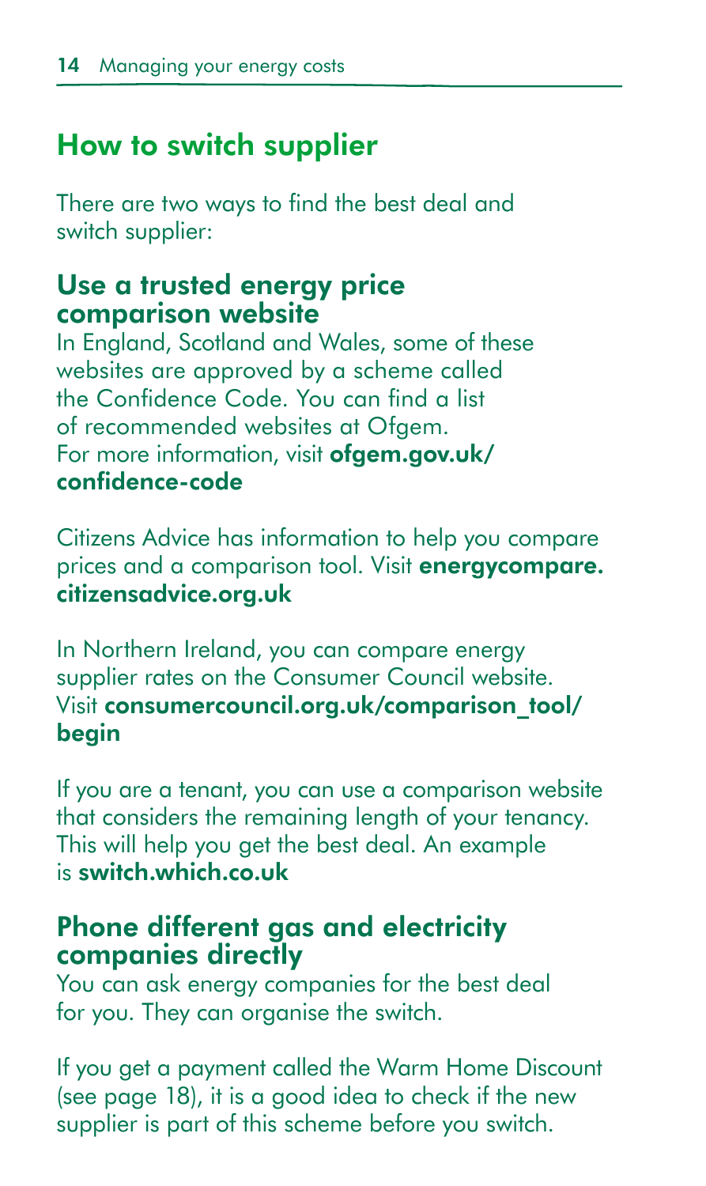## How to switch supplier

There are two ways to find the best deal and switch supplier:

### Use a trusted energy price comparison website

In England, Scotland and Wales, some of these websites are approved by a scheme called the Confidence Code. You can find a list of recommended websites at Ofgem. For more information, visit **ofgem.gov.uk/confidence-code**

Citizens Advice has information to help you compare prices and a comparison tool. Visit **energycompare.citizensadvice.org.uk**

In Northern Ireland, you can compare energy supplier rates on the Consumer Council website. Visit **consumercouncil.org.uk/comparison_tool/begin**

If you are a tenant, you can use a comparison website that considers the remaining length of your tenancy. This will help you get the best deal. An example is **switch.which.co.uk**

### Phone different gas and electricity companies directly

You can ask energy companies for the best deal for you. They can organise the switch.

If you get a payment called the Warm Home Discount (see page 18), it is a good idea to check if the new supplier is part of this scheme before you switch.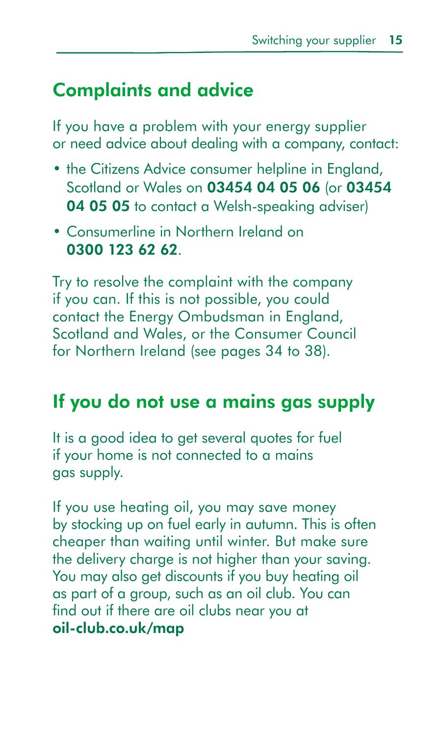## Complaints and advice

If you have a problem with your energy supplier or need advice about dealing with a company, contact:

- the Citizens Advice consumer helpline in England, Scotland or Wales on **03454 04 05 06** (or **03454 04 05 05** to contact a Welsh-speaking adviser)
- Consumerline in Northern Ireland on **0300 123 62 62**.

Try to resolve the complaint with the company if you can. If this is not possible, you could contact the Energy Ombudsman in England, Scotland and Wales, or the Consumer Council for Northern Ireland (see pages 34 to 38).

## If you do not use a mains gas supply

It is a good idea to get several quotes for fuel if your home is not connected to a mains gas supply.

If you use heating oil, you may save money by stocking up on fuel early in autumn. This is often cheaper than waiting until winter. But make sure the delivery charge is not higher than your saving. You may also get discounts if you buy heating oil as part of a group, such as an oil club. You can find out if there are oil clubs near you at **oil-club.co.uk/map**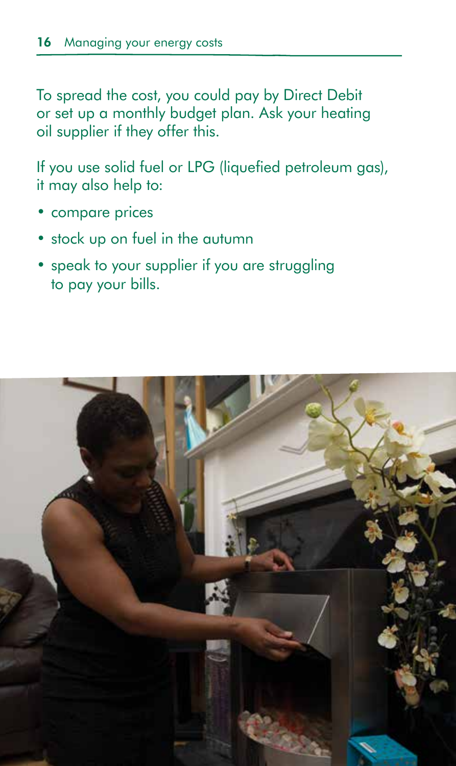To spread the cost, you could pay by Direct Debit or set up a monthly budget plan. Ask your heating oil supplier if they offer this.

If you use solid fuel or LPG (liquefied petroleum gas), it may also help to:

- compare prices
- stock up on fuel in the autumn
- speak to your supplier if you are struggling to pay your bills.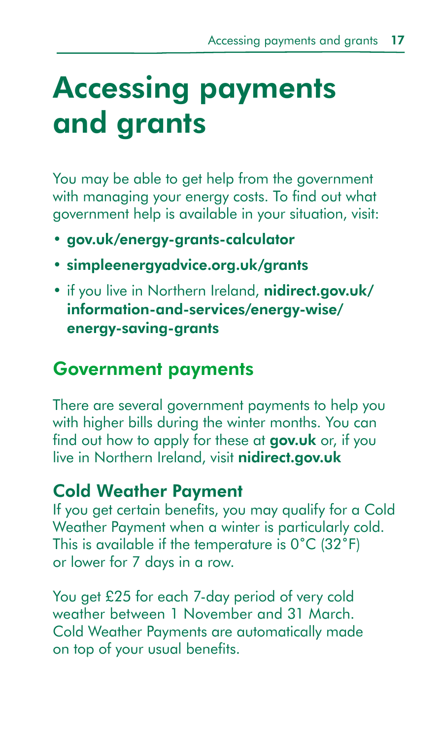# Accessing payments and grants

You may be able to get help from the government with managing your energy costs. To find out what government help is available in your situation, visit:

- **gov.uk/energy-grants-calculator**
- **simpleenergyadvice.org.uk/grants**
- if you live in Northern Ireland, **nidirect.gov.uk/information-and-services/energy-wise/energy-saving-grants**

## Government payments

There are several government payments to help you with higher bills during the winter months. You can find out how to apply for these at **gov.uk** or, if you live in Northern Ireland, visit **nidirect.gov.uk**

### Cold Weather Payment

If you get certain benefits, you may qualify for a Cold Weather Payment when a winter is particularly cold. This is available if the temperature is 0°C (32°F) or lower for 7 days in a row.

You get £25 for each 7-day period of very cold weather between 1 November and 31 March. Cold Weather Payments are automatically made on top of your usual benefits.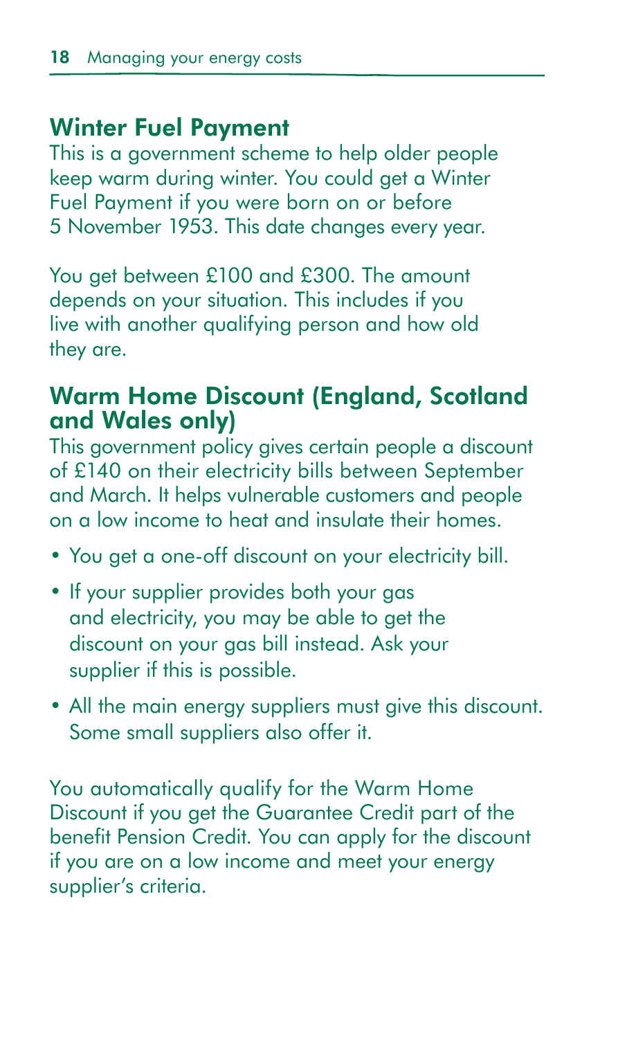## Winter Fuel Payment

This is a government scheme to help older people keep warm during winter. You could get a Winter Fuel Payment if you were born on or before 5 November 1953. This date changes every year.

You get between £100 and £300. The amount depends on your situation. This includes if you live with another qualifying person and how old they are.

## Warm Home Discount (England, Scotland and Wales only)

This government policy gives certain people a discount of £140 on their electricity bills between September and March. It helps vulnerable customers and people on a low income to heat and insulate their homes.

- You get a one-off discount on your electricity bill.
- If your supplier provides both your gas and electricity, you may be able to get the discount on your gas bill instead. Ask your supplier if this is possible.
- All the main energy suppliers must give this discount. Some small suppliers also offer it.

You automatically qualify for the Warm Home Discount if you get the Guarantee Credit part of the benefit Pension Credit. You can apply for the discount if you are on a low income and meet your energy supplier's criteria.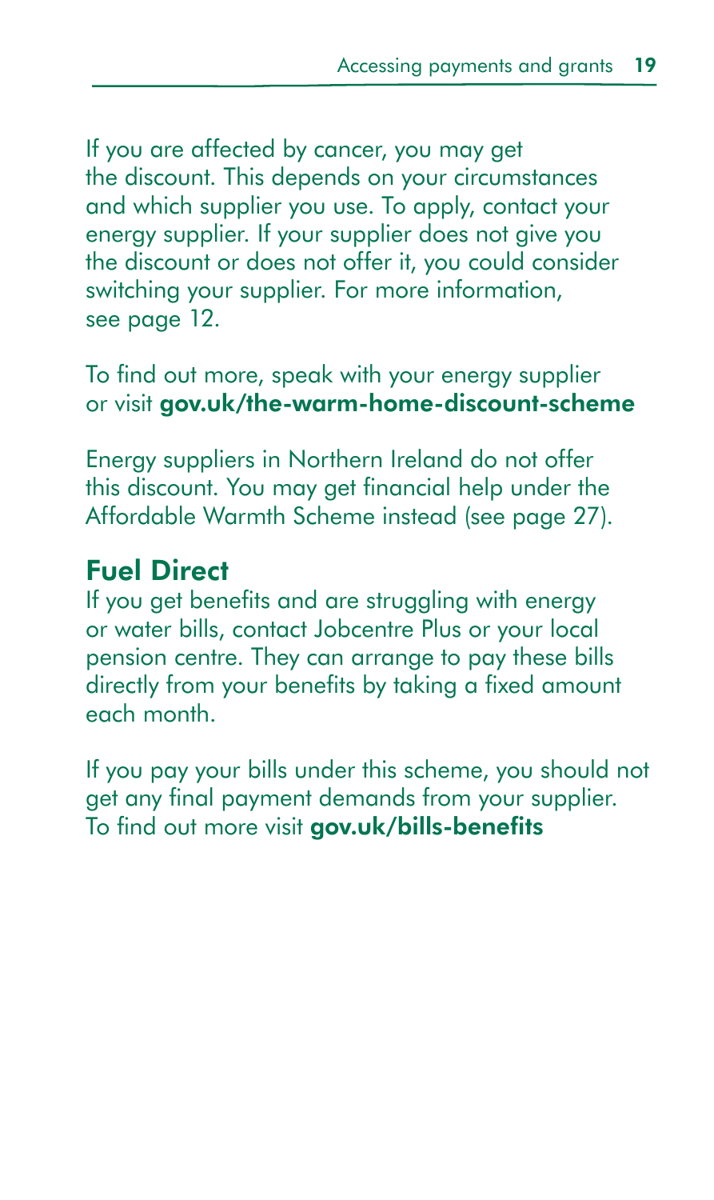If you are affected by cancer, you may get the discount. This depends on your circumstances and which supplier you use. To apply, contact your energy supplier. If your supplier does not give you the discount or does not offer it, you could consider switching your supplier. For more information, see page 12.

To find out more, speak with your energy supplier or visit **gov.uk/the-warm-home-discount-scheme**

Energy suppliers in Northern Ireland do not offer this discount. You may get financial help under the Affordable Warmth Scheme instead (see page 27).

## Fuel Direct

If you get benefits and are struggling with energy or water bills, contact Jobcentre Plus or your local pension centre. They can arrange to pay these bills directly from your benefits by taking a fixed amount each month.

If you pay your bills under this scheme, you should not get any final payment demands from your supplier. To find out more visit **gov.uk/bills-benefits**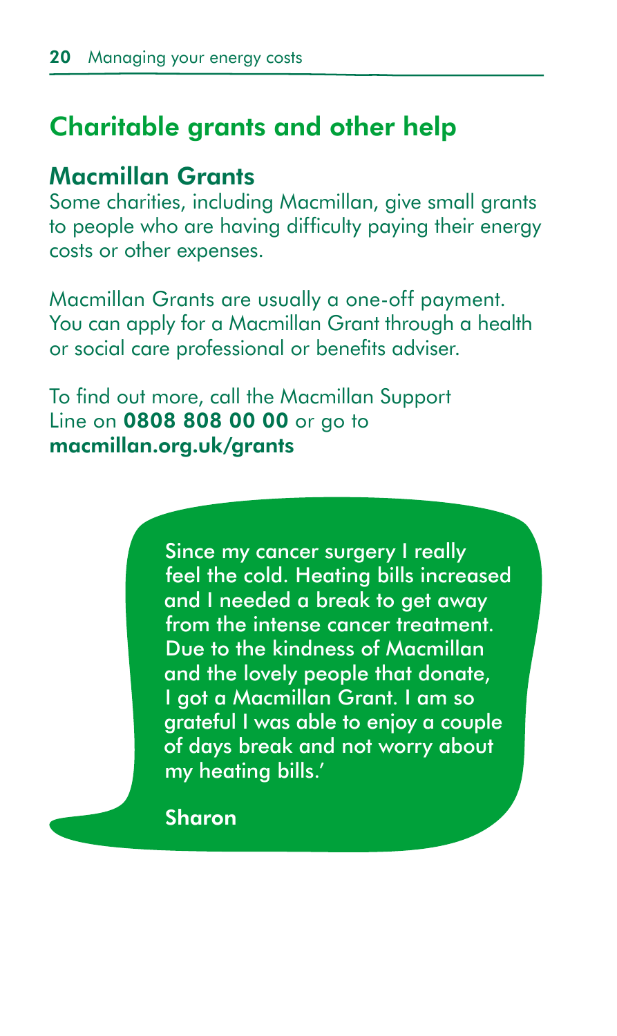## Charitable grants and other help

### Macmillan Grants

Some charities, including Macmillan, give small grants to people who are having difficulty paying their energy costs or other expenses.

Macmillan Grants are usually a one-off payment. You can apply for a Macmillan Grant through a health or social care professional or benefits adviser.

To find out more, call the Macmillan Support Line on **0808 808 00 00** or go to **macmillan.org.uk/grants**

> Since my cancer surgery I really feel the cold. Heating bills increased and I needed a break to get away from the intense cancer treatment. Due to the kindness of Macmillan and the lovely people that donate, I got a Macmillan Grant. I am so grateful I was able to enjoy a couple of days break and not worry about my heating bills.'
>
> **Sharon**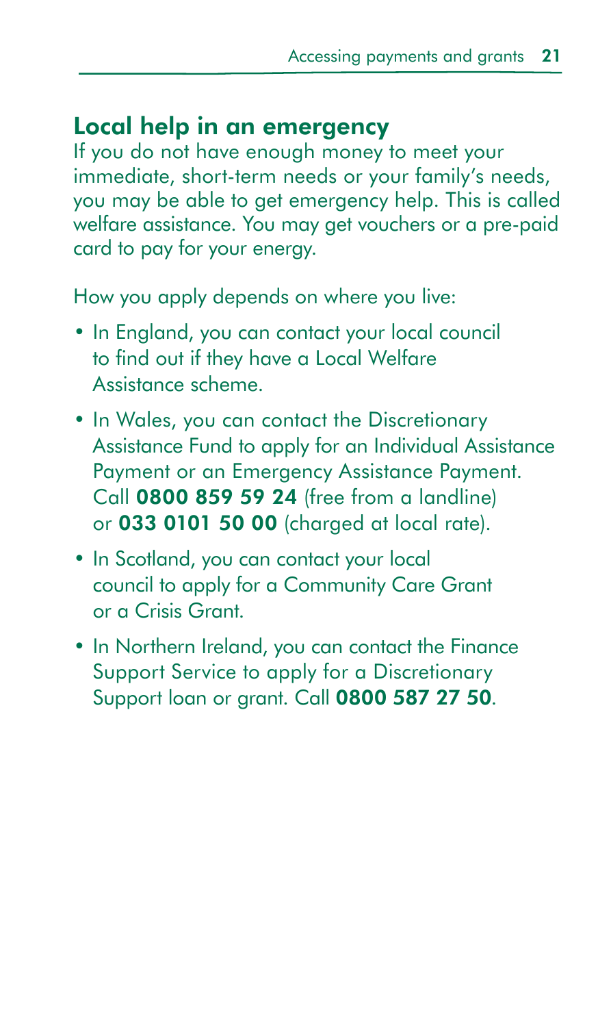## Local help in an emergency

If you do not have enough money to meet your immediate, short-term needs or your family's needs, you may be able to get emergency help. This is called welfare assistance. You may get vouchers or a pre-paid card to pay for your energy.

How you apply depends on where you live:

- In England, you can contact your local council to find out if they have a Local Welfare Assistance scheme.
- In Wales, you can contact the Discretionary Assistance Fund to apply for an Individual Assistance Payment or an Emergency Assistance Payment. Call **0800 859 59 24** (free from a landline) or **033 0101 50 00** (charged at local rate).
- In Scotland, you can contact your local council to apply for a Community Care Grant or a Crisis Grant.
- In Northern Ireland, you can contact the Finance Support Service to apply for a Discretionary Support loan or grant. Call **0800 587 27 50**.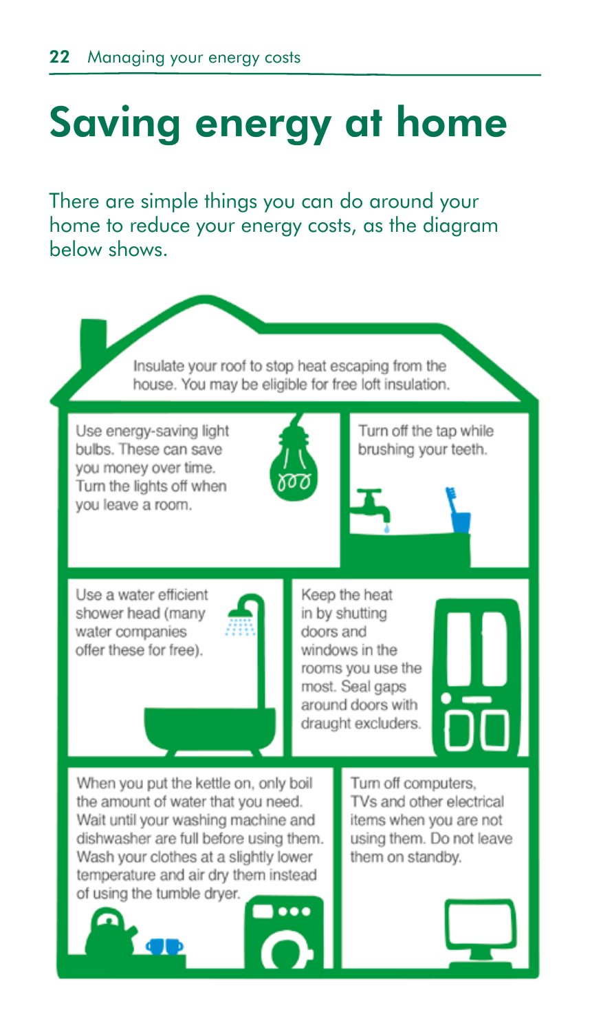# Saving energy at home

There are simple things you can do around your home to reduce your energy costs, as the diagram below shows.

Insulate your roof to stop heat escaping from the house. You may be eligible for free loft insulation.

Use energy-saving light bulbs. These can save you money over time. Turn the lights off when you leave a room.

Turn off the tap while brushing your teeth.

Use a water efficient shower head (many water companies offer these for free).

Keep the heat in by shutting doors and windows in the rooms you use the most. Seal gaps around doors with draught excluders.

When you put the kettle on, only boil the amount of water that you need. Wait until your washing machine and dishwasher are full before using them. Wash your clothes at a slightly lower temperature and air dry them instead of using the tumble dryer.

Turn off computers, TVs and other electrical items when you are not using them. Do not leave them on standby.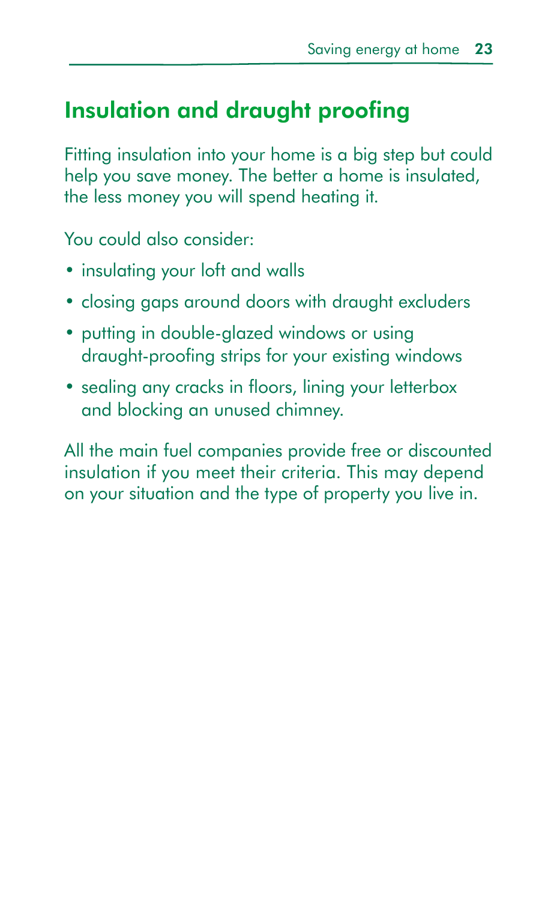## Insulation and draught proofing

Fitting insulation into your home is a big step but could help you save money. The better a home is insulated, the less money you will spend heating it.

You could also consider:

- insulating your loft and walls
- closing gaps around doors with draught excluders
- putting in double-glazed windows or using draught-proofing strips for your existing windows
- sealing any cracks in floors, lining your letterbox and blocking an unused chimney.

All the main fuel companies provide free or discounted insulation if you meet their criteria. This may depend on your situation and the type of property you live in.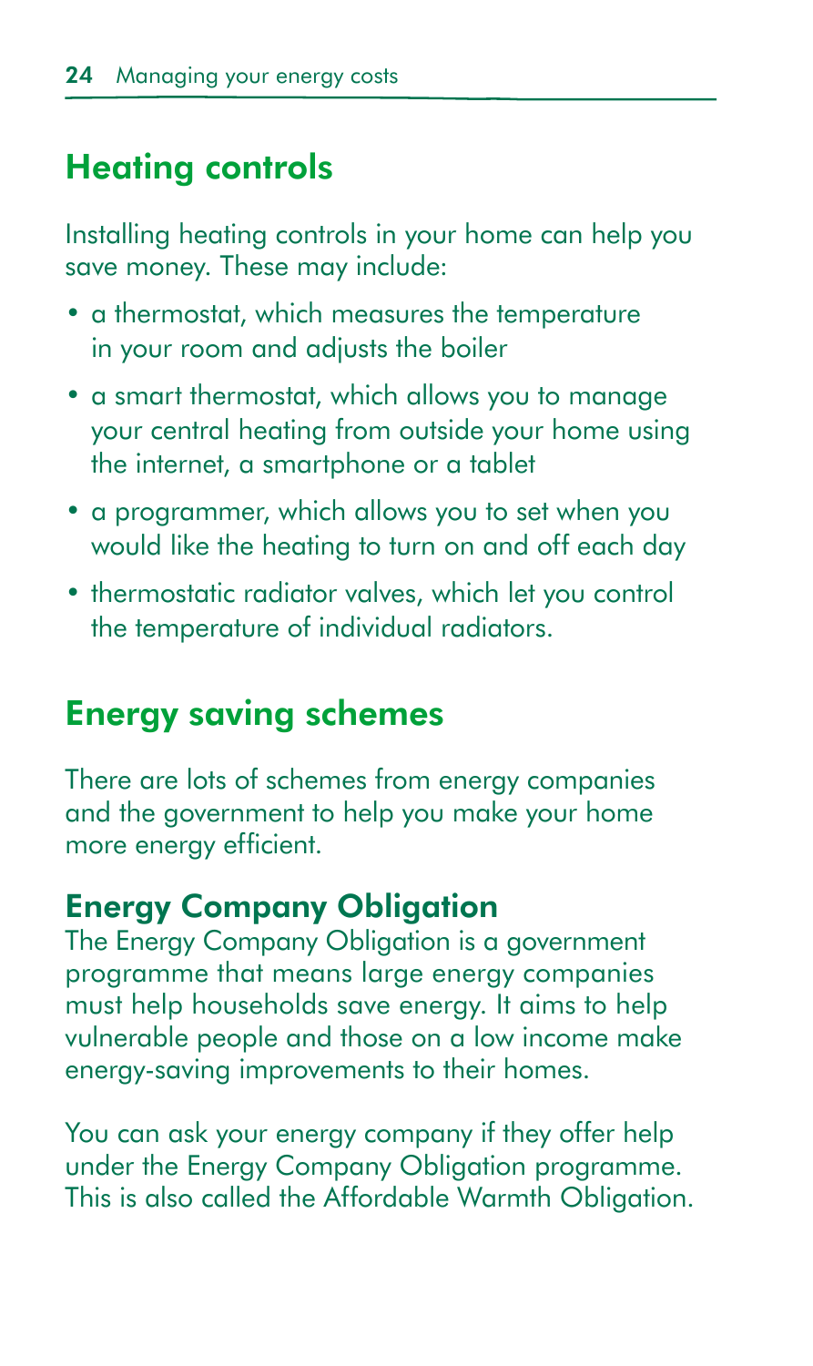## Heating controls

Installing heating controls in your home can help you save money. These may include:

- a thermostat, which measures the temperature in your room and adjusts the boiler
- a smart thermostat, which allows you to manage your central heating from outside your home using the internet, a smartphone or a tablet
- a programmer, which allows you to set when you would like the heating to turn on and off each day
- thermostatic radiator valves, which let you control the temperature of individual radiators.

## Energy saving schemes

There are lots of schemes from energy companies and the government to help you make your home more energy efficient.

### Energy Company Obligation

The Energy Company Obligation is a government programme that means large energy companies must help households save energy. It aims to help vulnerable people and those on a low income make energy-saving improvements to their homes.

You can ask your energy company if they offer help under the Energy Company Obligation programme. This is also called the Affordable Warmth Obligation.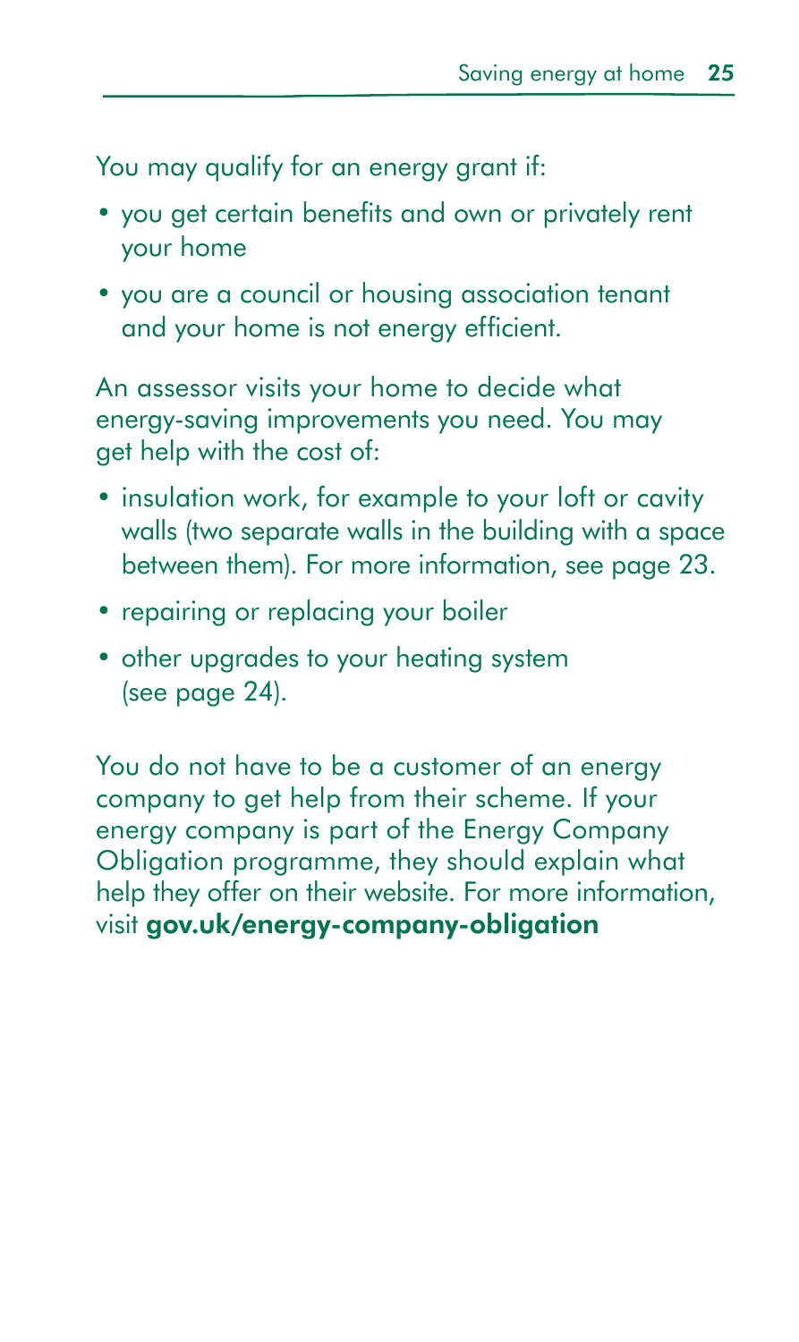You may qualify for an energy grant if:

- you get certain benefits and own or privately rent your home
- you are a council or housing association tenant and your home is not energy efficient.

An assessor visits your home to decide what energy-saving improvements you need. You may get help with the cost of:

- insulation work, for example to your loft or cavity walls (two separate walls in the building with a space between them). For more information, see page 23.
- repairing or replacing your boiler
- other upgrades to your heating system (see page 24).

You do not have to be a customer of an energy company to get help from their scheme. If your energy company is part of the Energy Company Obligation programme, they should explain what help they offer on their website. For more information, visit **gov.uk/energy-company-obligation**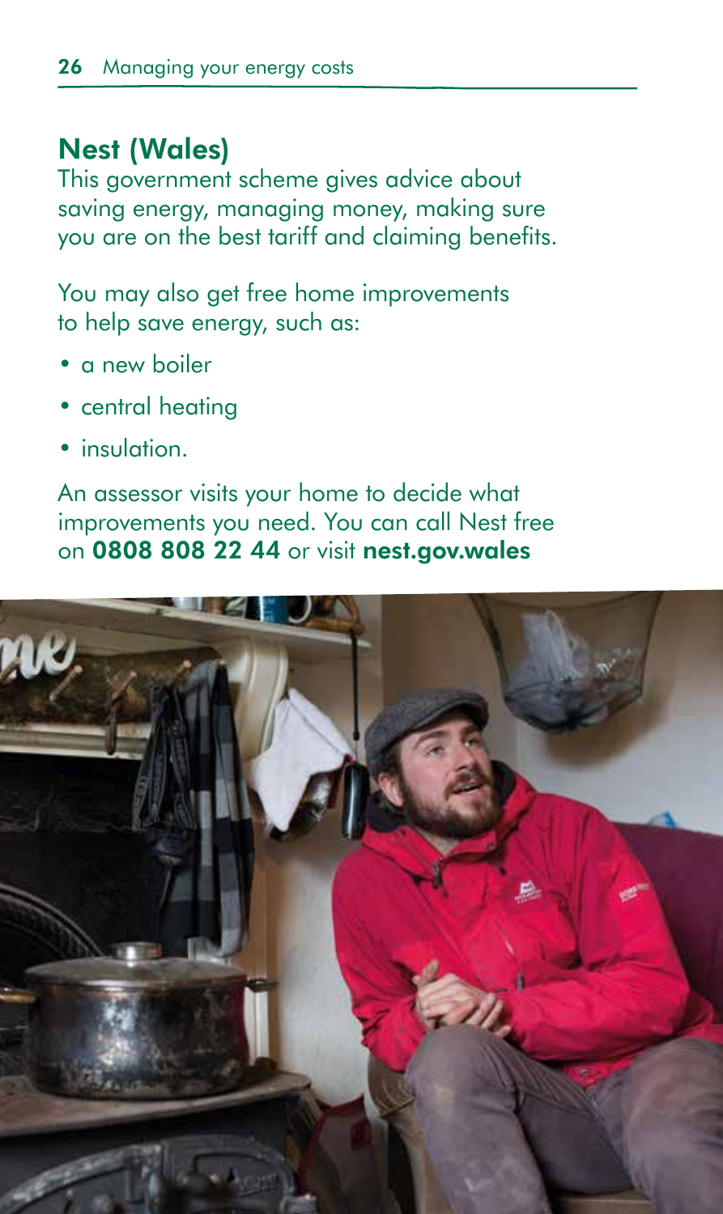## Nest (Wales)

This government scheme gives advice about saving energy, managing money, making sure you are on the best tariff and claiming benefits.

You may also get free home improvements to help save energy, such as:

- a new boiler
- central heating
- insulation.

An assessor visits your home to decide what improvements you need. You can call Nest free on **0808 808 22 44** or visit **nest.gov.wales**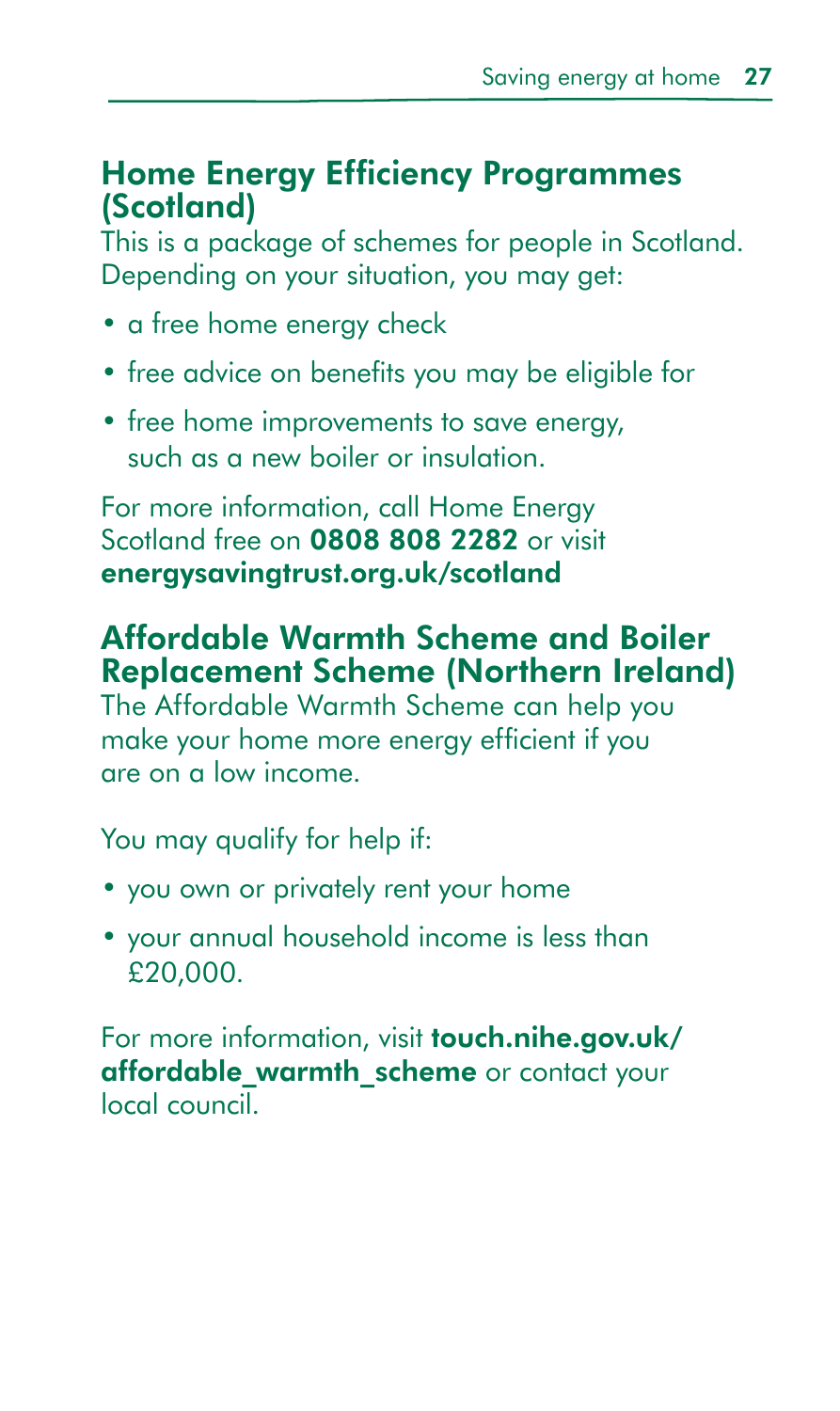## Home Energy Efficiency Programmes (Scotland)

This is a package of schemes for people in Scotland. Depending on your situation, you may get:

- a free home energy check
- free advice on benefits you may be eligible for
- free home improvements to save energy, such as a new boiler or insulation.

For more information, call Home Energy Scotland free on **0808 808 2282** or visit **energysavingtrust.org.uk/scotland**

## Affordable Warmth Scheme and Boiler Replacement Scheme (Northern Ireland)

The Affordable Warmth Scheme can help you make your home more energy efficient if you are on a low income.

You may qualify for help if:

- you own or privately rent your home
- your annual household income is less than £20,000.

For more information, visit **touch.nihe.gov.uk/affordable_warmth_scheme** or contact your local council.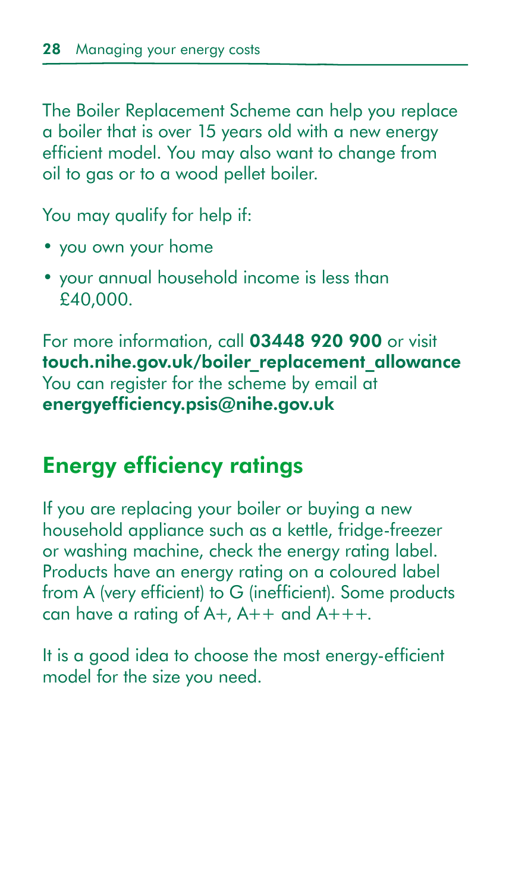The Boiler Replacement Scheme can help you replace a boiler that is over 15 years old with a new energy efficient model. You may also want to change from oil to gas or to a wood pellet boiler.

You may qualify for help if:

- you own your home
- your annual household income is less than £40,000.

For more information, call **03448 920 900** or visit **touch.nihe.gov.uk/boiler_replacement_allowance** You can register for the scheme by email at **energyefficiency.psis@nihe.gov.uk**

## Energy efficiency ratings

If you are replacing your boiler or buying a new household appliance such as a kettle, fridge-freezer or washing machine, check the energy rating label. Products have an energy rating on a coloured label from A (very efficient) to G (inefficient). Some products can have a rating of A+, A++ and A+++.

It is a good idea to choose the most energy-efficient model for the size you need.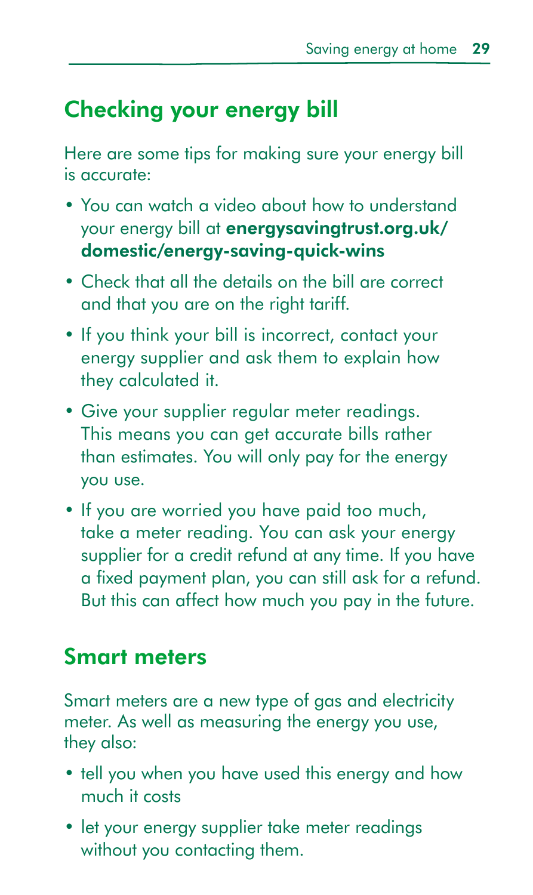## Checking your energy bill

Here are some tips for making sure your energy bill is accurate:

- You can watch a video about how to understand your energy bill at **energysavingtrust.org.uk/domestic/energy-saving-quick-wins**
- Check that all the details on the bill are correct and that you are on the right tariff.
- If you think your bill is incorrect, contact your energy supplier and ask them to explain how they calculated it.
- Give your supplier regular meter readings. This means you can get accurate bills rather than estimates. You will only pay for the energy you use.
- If you are worried you have paid too much, take a meter reading. You can ask your energy supplier for a credit refund at any time. If you have a fixed payment plan, you can still ask for a refund. But this can affect how much you pay in the future.

## Smart meters

Smart meters are a new type of gas and electricity meter. As well as measuring the energy you use, they also:

- tell you when you have used this energy and how much it costs
- let your energy supplier take meter readings without you contacting them.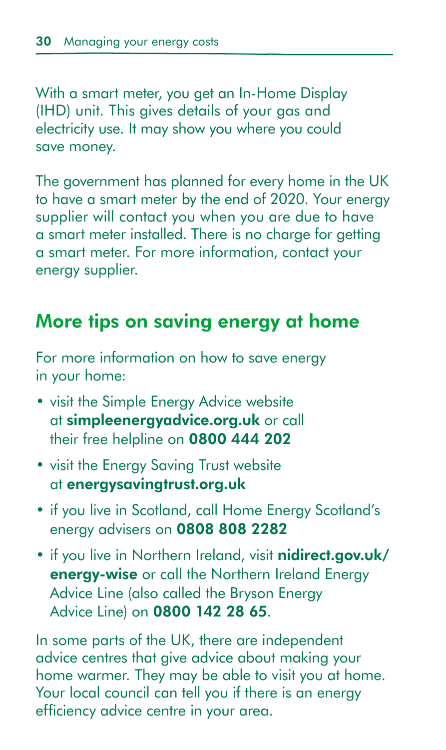With a smart meter, you get an In-Home Display (IHD) unit. This gives details of your gas and electricity use. It may show you where you could save money.

The government has planned for every home in the UK to have a smart meter by the end of 2020. Your energy supplier will contact you when you are due to have a smart meter installed. There is no charge for getting a smart meter. For more information, contact your energy supplier.

## More tips on saving energy at home

For more information on how to save energy in your home:

- visit the Simple Energy Advice website at **simpleenergyadvice.org.uk** or call their free helpline on **0800 444 202**
- visit the Energy Saving Trust website at **energysavingtrust.org.uk**
- if you live in Scotland, call Home Energy Scotland's energy advisers on **0808 808 2282**
- if you live in Northern Ireland, visit **nidirect.gov.uk/energy-wise** or call the Northern Ireland Energy Advice Line (also called the Bryson Energy Advice Line) on **0800 142 28 65**.

In some parts of the UK, there are independent advice centres that give advice about making your home warmer. They may be able to visit you at home. Your local council can tell you if there is an energy efficiency advice centre in your area.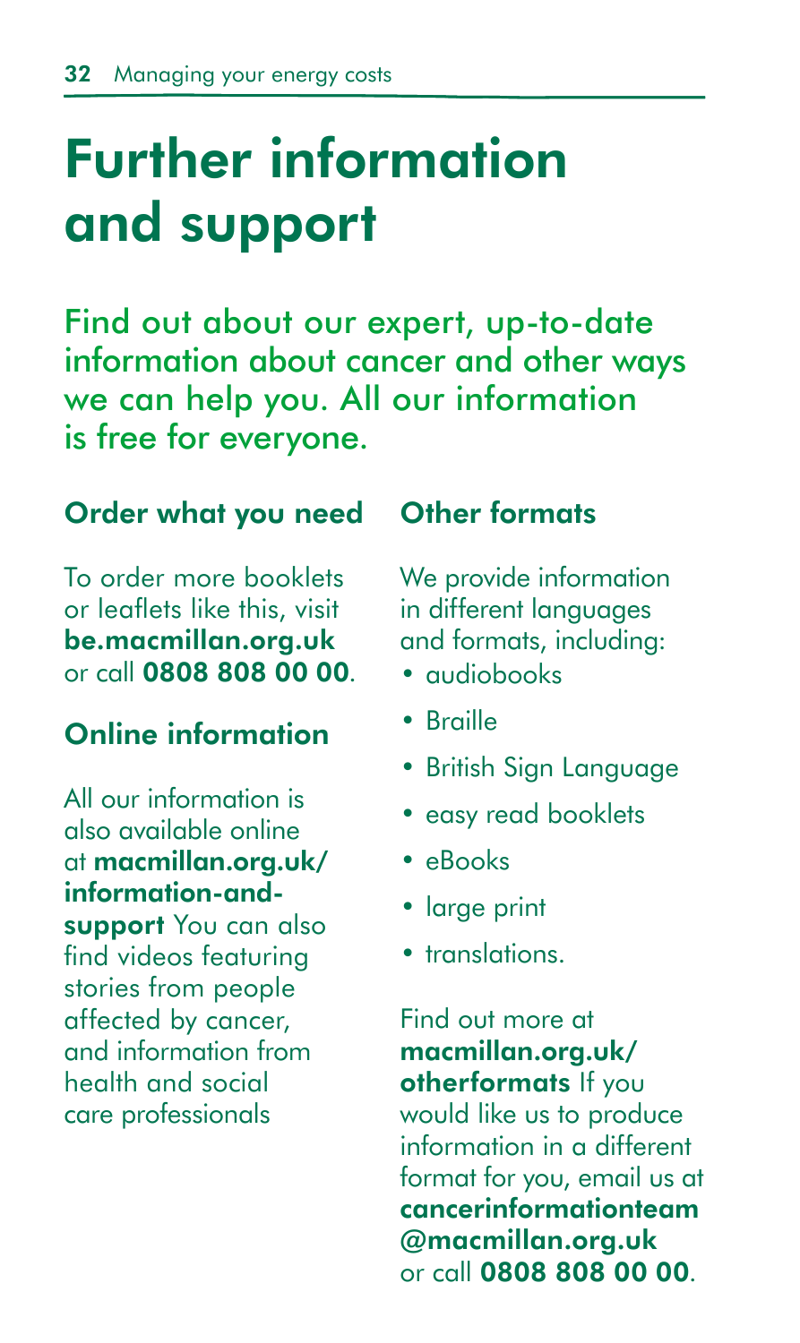# Further information and support

Find out about our expert, up-to-date information about cancer and other ways we can help you. All our information is free for everyone.

### Order what you need

To order more booklets or leaflets like this, visit **be.macmillan.org.uk** or call **0808 808 00 00**.

### Online information

All our information is also available online at **macmillan.org.uk/information-and-support** You can also find videos featuring stories from people affected by cancer, and information from health and social care professionals

### Other formats

We provide information in different languages and formats, including:

- audiobooks
- Braille
- British Sign Language
- easy read booklets
- eBooks
- large print
- translations.

Find out more at **macmillan.org.uk/otherformats** If you would like us to produce information in a different format for you, email us at **cancerinformationteam@macmillan.org.uk** or call **0808 808 00 00**.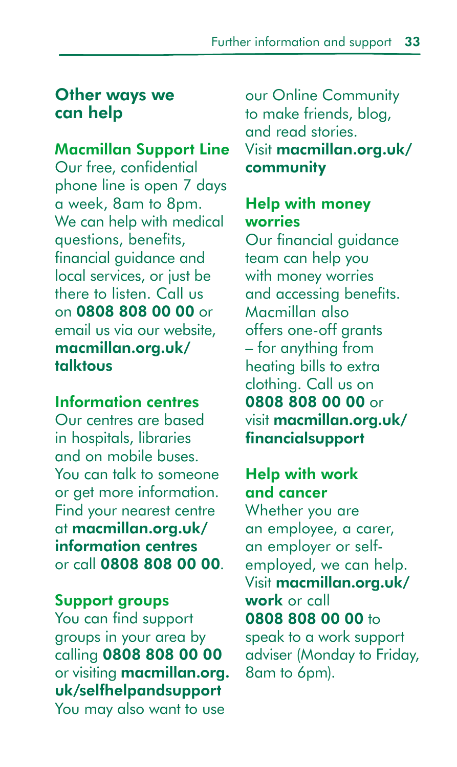## Other ways we can help

### Macmillan Support Line

Our free, confidential phone line is open 7 days a week, 8am to 8pm. We can help with medical questions, benefits, financial guidance and local services, or just be there to listen. Call us on **0808 808 00 00** or email us via our website, **macmillan.org.uk/talktous**

### Information centres

Our centres are based in hospitals, libraries and on mobile buses. You can talk to someone or get more information. Find your nearest centre at **macmillan.org.uk/information centres** or call **0808 808 00 00**.

### Support groups

You can find support groups in your area by calling **0808 808 00 00** or visiting **macmillan.org.uk/selfhelpandsupport** You may also want to use our Online Community to make friends, blog, and read stories. Visit **macmillan.org.uk/community**

### Help with money worries

Our financial guidance team can help you with money worries and accessing benefits. Macmillan also offers one-off grants – for anything from heating bills to extra clothing. Call us on **0808 808 00 00** or visit **macmillan.org.uk/financialsupport**

### Help with work and cancer

Whether you are an employee, a carer, an employer or self-employed, we can help. Visit **macmillan.org.uk/work** or call **0808 808 00 00** to speak to a work support adviser (Monday to Friday, 8am to 6pm).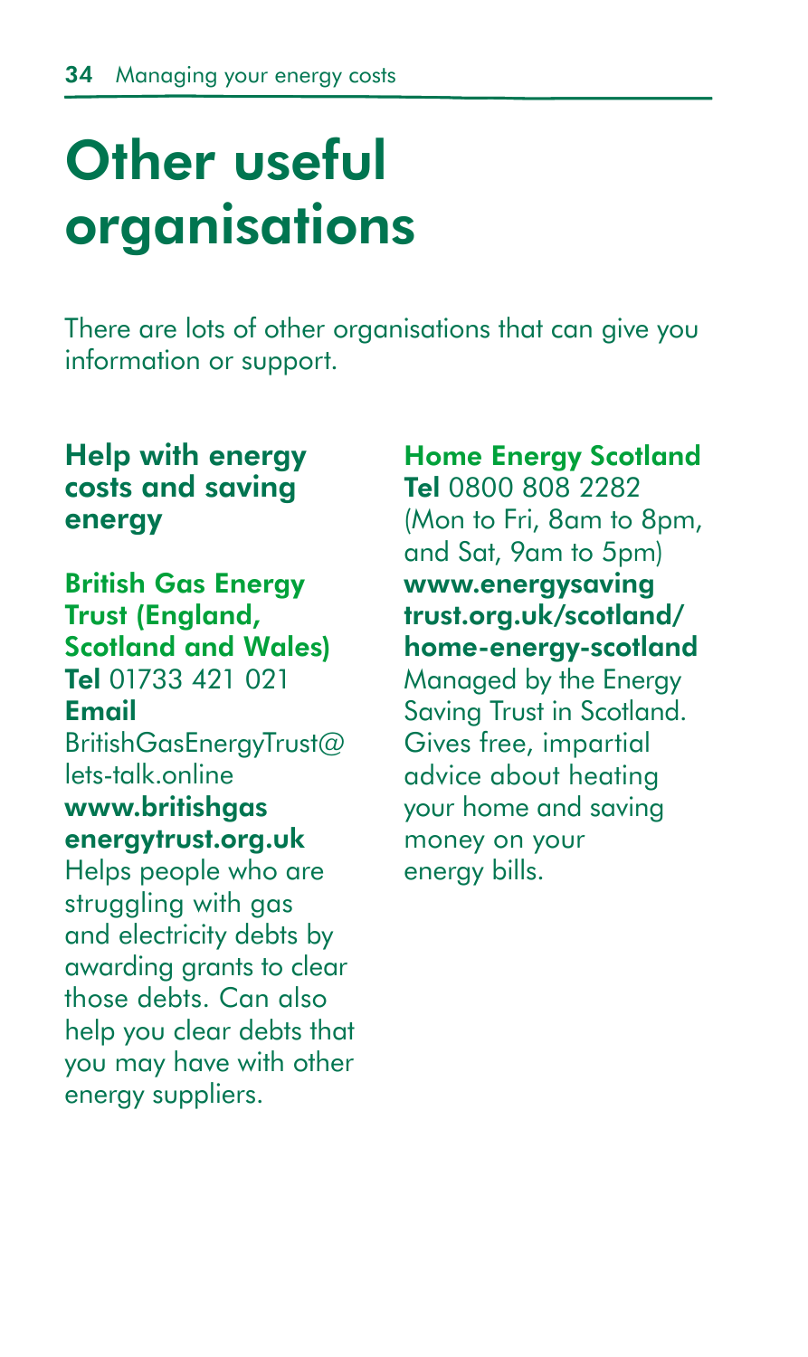# Other useful organisations

There are lots of other organisations that can give you information or support.

## Help with energy costs and saving energy

### British Gas Energy Trust (England, Scotland and Wales)

**Tel** 01733 421 021
**Email** BritishGasEnergyTrust@lets-talk.online
**www.britishgasenergytrust.org.uk**

Helps people who are struggling with gas and electricity debts by awarding grants to clear those debts. Can also help you clear debts that you may have with other energy suppliers.

### Home Energy Scotland

**Tel** 0800 808 2282
(Mon to Fri, 8am to 8pm, and Sat, 9am to 5pm)
**www.energysavingtrust.org.uk/scotland/home-energy-scotland**

Managed by the Energy Saving Trust in Scotland. Gives free, impartial advice about heating your home and saving money on your energy bills.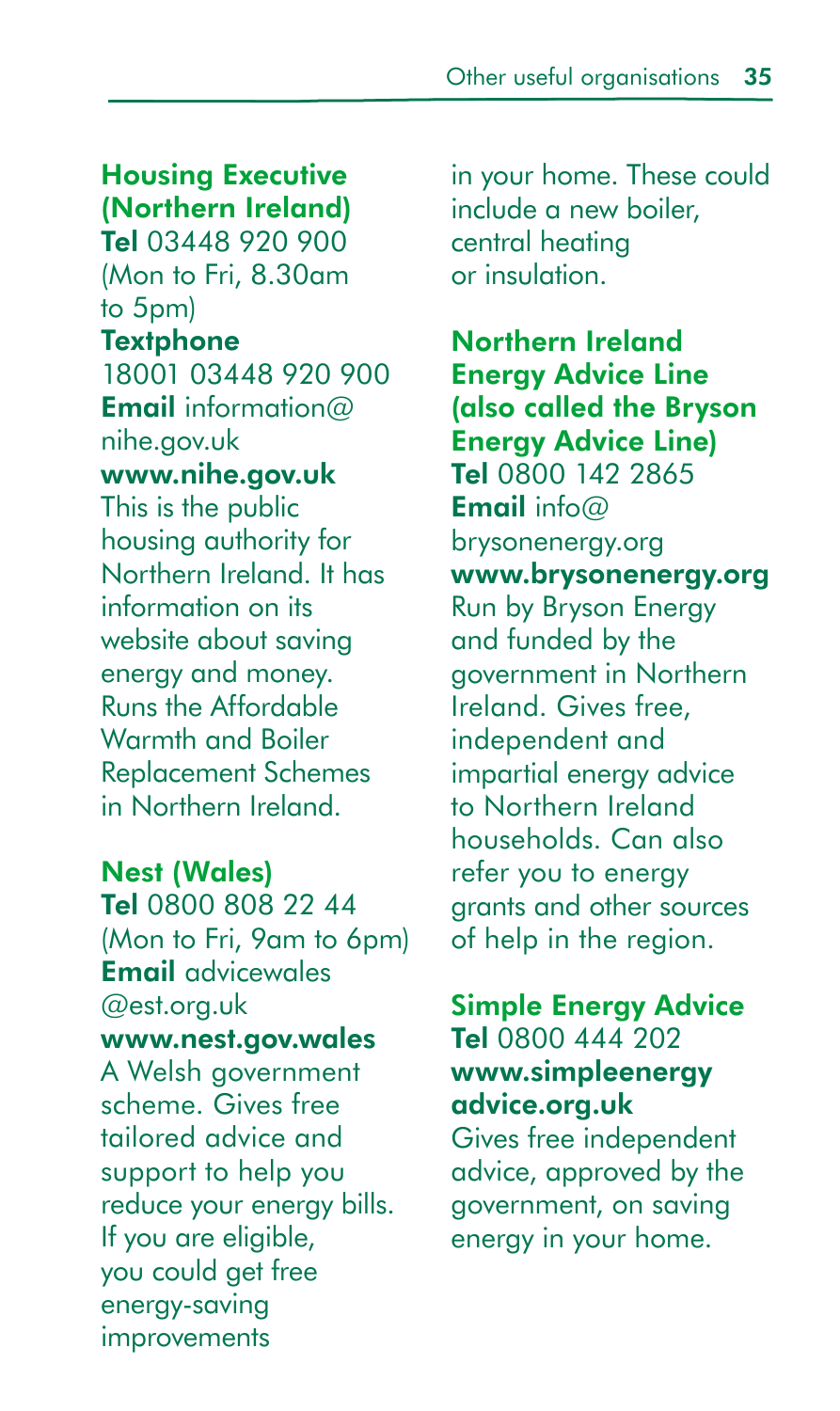### Housing Executive (Northern Ireland)

**Tel** 03448 920 900
(Mon to Fri, 8.30am to 5pm)
**Textphone**
18001 03448 920 900
**Email** information@nihe.gov.uk
**www.nihe.gov.uk**
This is the public housing authority for Northern Ireland. It has information on its website about saving energy and money. Runs the Affordable Warmth and Boiler Replacement Schemes in Northern Ireland.

### Nest (Wales)

**Tel** 0800 808 22 44
(Mon to Fri, 9am to 6pm)
**Email** advicewales@est.org.uk
**www.nest.gov.wales**
A Welsh government scheme. Gives free tailored advice and support to help you reduce your energy bills. If you are eligible, you could get free energy-saving improvements in your home. These could include a new boiler, central heating or insulation.

### Northern Ireland Energy Advice Line (also called the Bryson Energy Advice Line)

**Tel** 0800 142 2865
**Email** info@brysonenergy.org
**www.brysonenergy.org**
Run by Bryson Energy and funded by the government in Northern Ireland. Gives free, independent and impartial energy advice to Northern Ireland households. Can also refer you to energy grants and other sources of help in the region.

### Simple Energy Advice

**Tel** 0800 444 202
**www.simpleenergyadvice.org.uk**
Gives free independent advice, approved by the government, on saving energy in your home.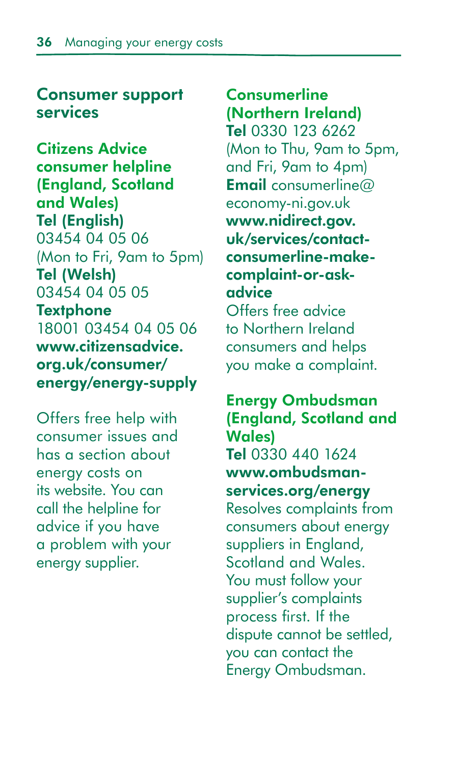## Consumer support services

### Citizens Advice consumer helpline (England, Scotland and Wales)

**Tel (English)**
03454 04 05 06
(Mon to Fri, 9am to 5pm)
**Tel (Welsh)**
03454 04 05 05
**Textphone**
18001 03454 04 05 06
**www.citizensadvice.org.uk/consumer/energy/energy-supply**

Offers free help with consumer issues and has a section about energy costs on its website. You can call the helpline for advice if you have a problem with your energy supplier.

### Consumerline (Northern Ireland)

**Tel** 0330 123 6262
(Mon to Thu, 9am to 5pm, and Fri, 9am to 4pm)
**Email** consumerline@economy-ni.gov.uk
**www.nidirect.gov.uk/services/contact-consumerline-make-complaint-or-ask-advice**
Offers free advice to Northern Ireland consumers and helps you make a complaint.

### Energy Ombudsman (England, Scotland and Wales)

**Tel** 0330 440 1624
**www.ombudsman-services.org/energy**
Resolves complaints from consumers about energy suppliers in England, Scotland and Wales. You must follow your supplier's complaints process first. If the dispute cannot be settled, you can contact the Energy Ombudsman.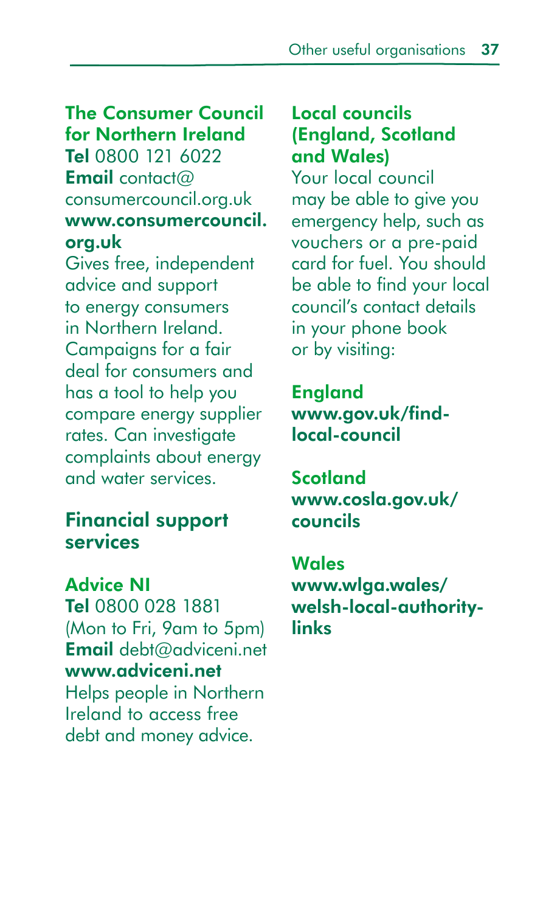### The Consumer Council for Northern Ireland

**Tel** 0800 121 6022
**Email** contact@consumercouncil.org.uk
**www.consumercouncil.org.uk**

Gives free, independent advice and support to energy consumers in Northern Ireland. Campaigns for a fair deal for consumers and has a tool to help you compare energy supplier rates. Can investigate complaints about energy and water services.

## Financial support services

### Advice NI

**Tel** 0800 028 1881 (Mon to Fri, 9am to 5pm)
**Email** debt@adviceni.net
**www.adviceni.net**

Helps people in Northern Ireland to access free debt and money advice.

### Local councils (England, Scotland and Wales)

Your local council may be able to give you emergency help, such as vouchers or a pre-paid card for fuel. You should be able to find your local council's contact details in your phone book or by visiting:

**England**
**www.gov.uk/find-local-council**

**Scotland**
**www.cosla.gov.uk/councils**

**Wales**
**www.wlga.wales/welsh-local-authority-links**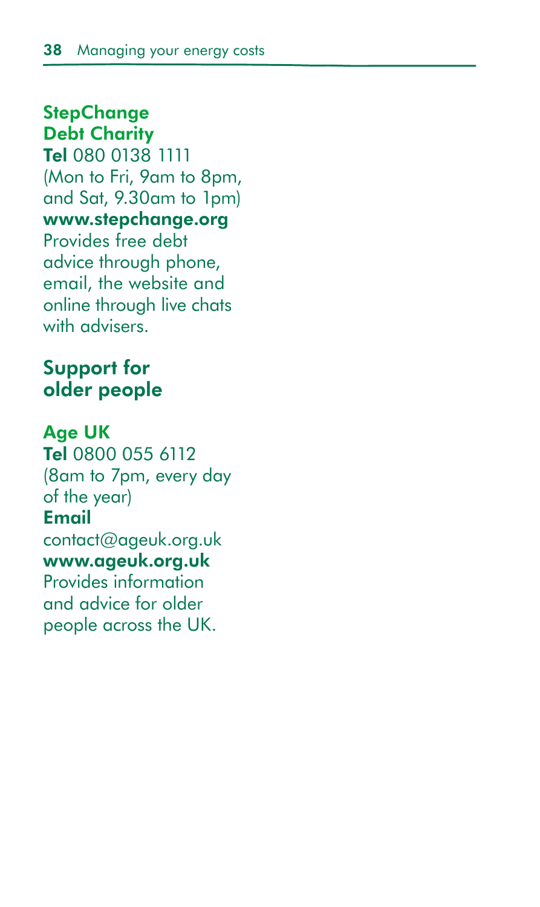### StepChange Debt Charity

**Tel** 080 0138 1111
(Mon to Fri, 9am to 8pm, and Sat, 9.30am to 1pm)
**www.stepchange.org**
Provides free debt advice through phone, email, the website and online through live chats with advisers.

## Support for older people

### Age UK

**Tel** 0800 055 6112
(8am to 7pm, every day of the year)
**Email**
contact@ageuk.org.uk
**www.ageuk.org.uk**
Provides information and advice for older people across the UK.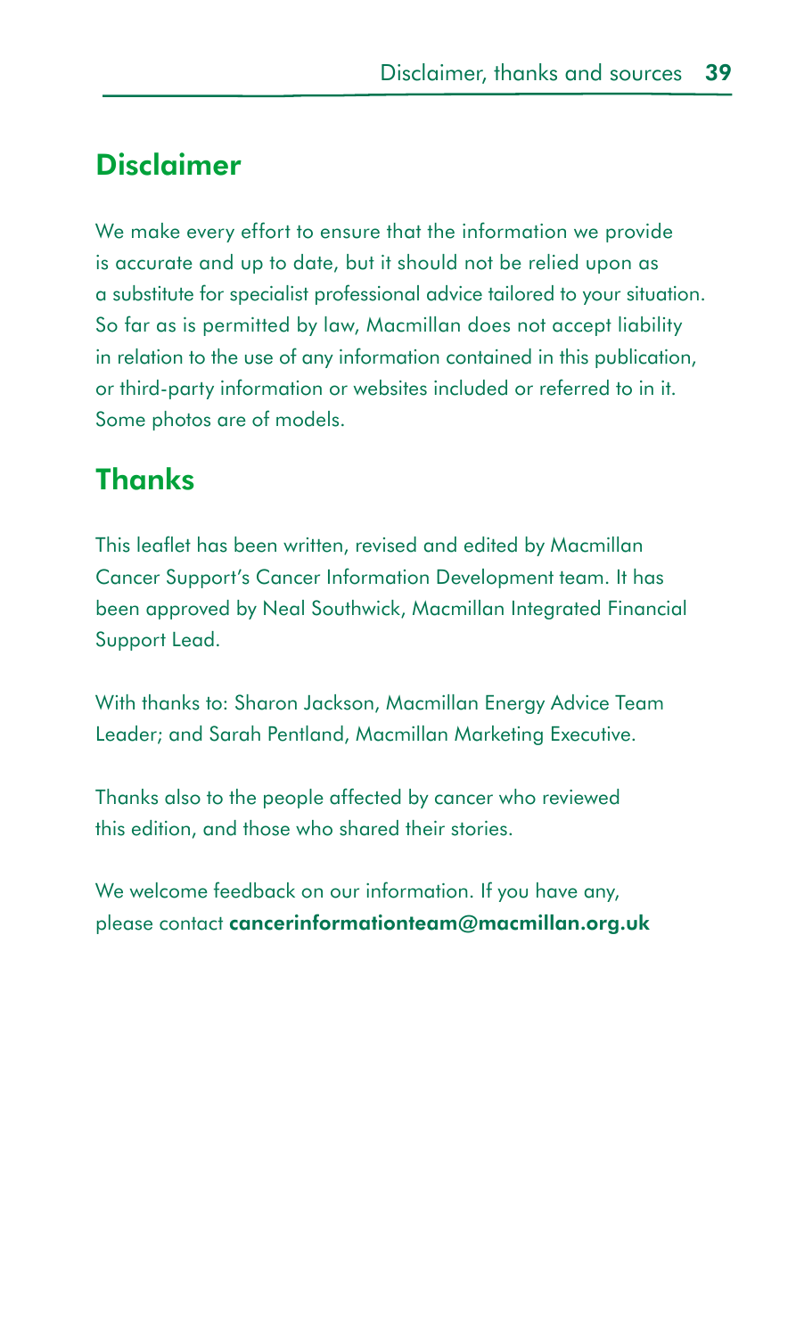## Disclaimer

We make every effort to ensure that the information we provide is accurate and up to date, but it should not be relied upon as a substitute for specialist professional advice tailored to your situation. So far as is permitted by law, Macmillan does not accept liability in relation to the use of any information contained in this publication, or third-party information or websites included or referred to in it. Some photos are of models.

## Thanks

This leaflet has been written, revised and edited by Macmillan Cancer Support's Cancer Information Development team. It has been approved by Neal Southwick, Macmillan Integrated Financial Support Lead.

With thanks to: Sharon Jackson, Macmillan Energy Advice Team Leader; and Sarah Pentland, Macmillan Marketing Executive.

Thanks also to the people affected by cancer who reviewed this edition, and those who shared their stories.

We welcome feedback on our information. If you have any, please contact **cancerinformationteam@macmillan.org.uk**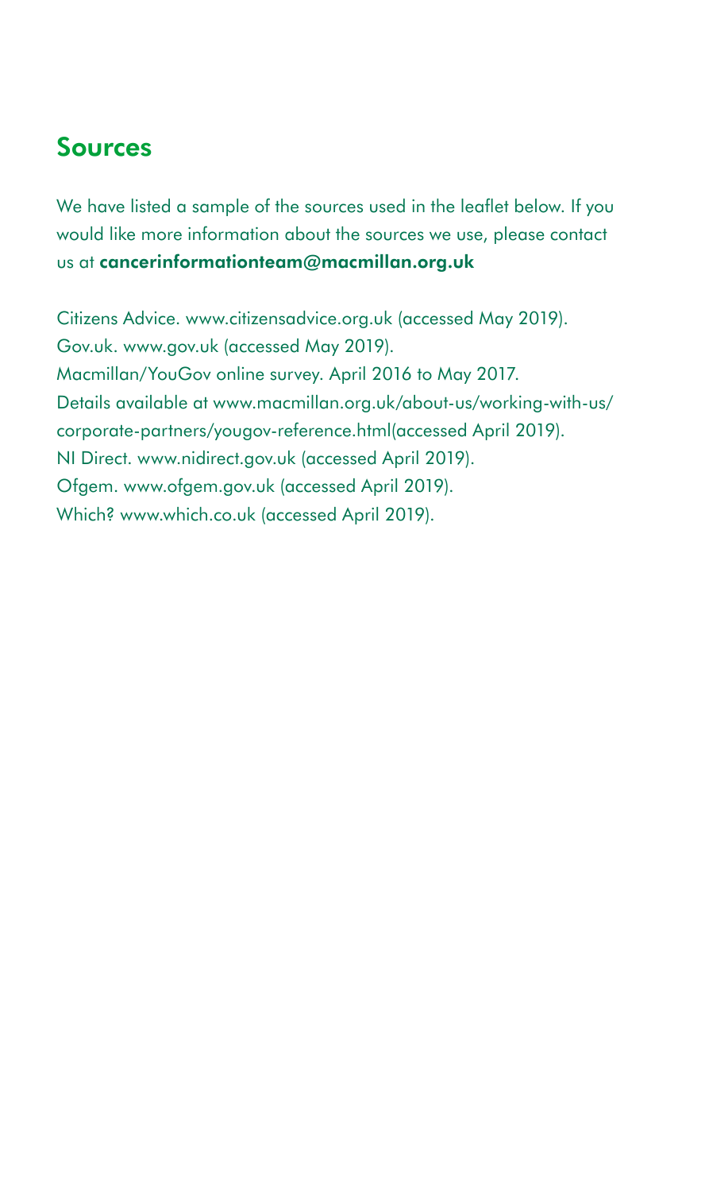## Sources

We have listed a sample of the sources used in the leaflet below. If you would like more information about the sources we use, please contact us at **cancerinformationteam@macmillan.org.uk**

Citizens Advice. www.citizensadvice.org.uk (accessed May 2019).
Gov.uk. www.gov.uk (accessed May 2019).
Macmillan/YouGov online survey. April 2016 to May 2017.
Details available at www.macmillan.org.uk/about-us/working-with-us/corporate-partners/yougov-reference.html(accessed April 2019).
NI Direct. www.nidirect.gov.uk (accessed April 2019).
Ofgem. www.ofgem.gov.uk (accessed April 2019).
Which? www.which.co.uk (accessed April 2019).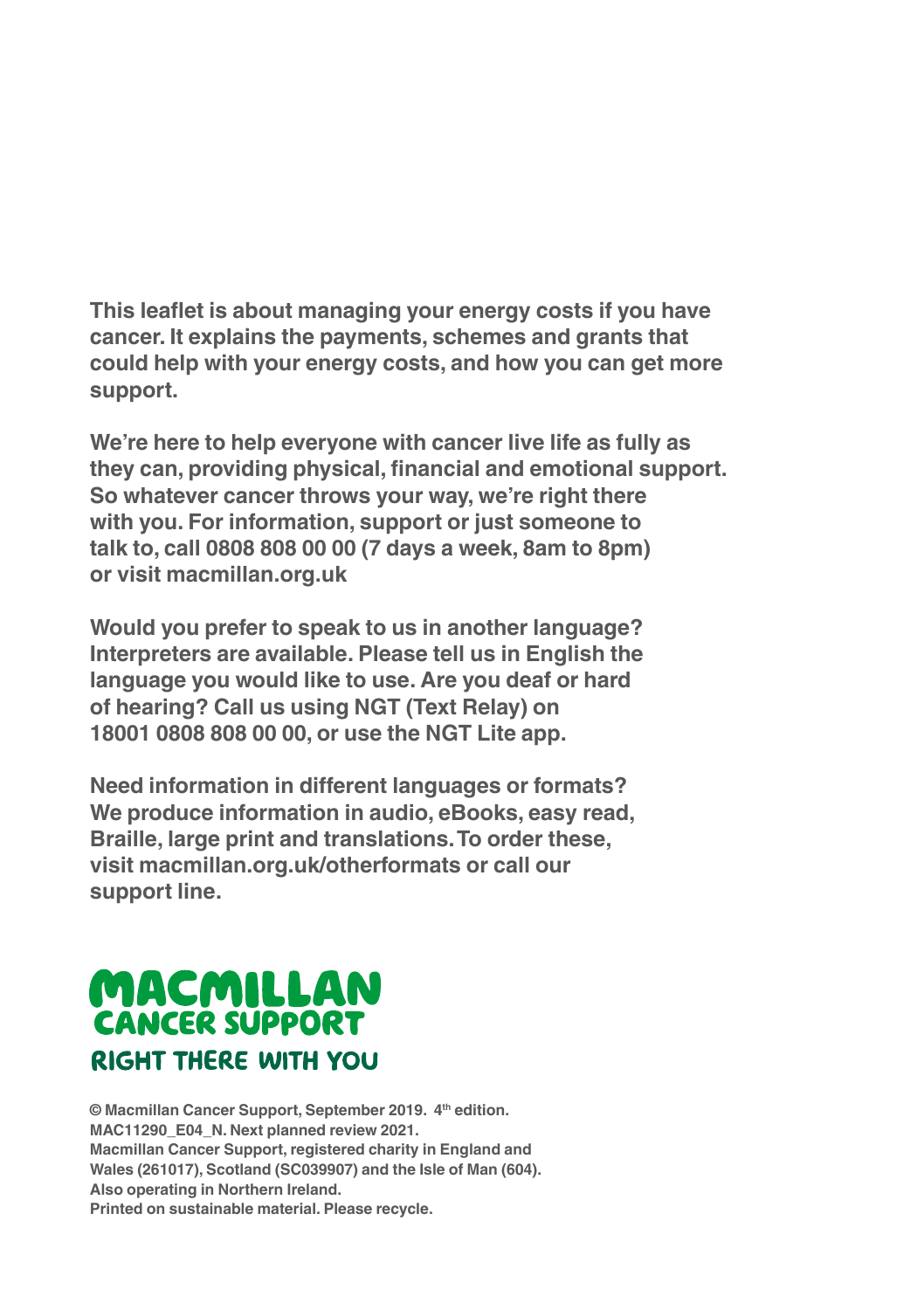**This leaflet is about managing your energy costs if you have cancer. It explains the payments, schemes and grants that could help with your energy costs, and how you can get more support.**

**We're here to help everyone with cancer live life as fully as they can, providing physical, financial and emotional support. So whatever cancer throws your way, we're right there with you. For information, support or just someone to talk to, call 0808 808 00 00 (7 days a week, 8am to 8pm) or visit macmillan.org.uk**

**Would you prefer to speak to us in another language? Interpreters are available. Please tell us in English the language you would like to use. Are you deaf or hard of hearing? Call us using NGT (Text Relay) on 18001 0808 808 00 00, or use the NGT Lite app.**

**Need information in different languages or formats? We produce information in audio, eBooks, easy read, Braille, large print and translations. To order these, visit macmillan.org.uk/otherformats or call our support line.**

MACMILLAN CANCER SUPPORT
RIGHT THERE WITH YOU

**© Macmillan Cancer Support, September 2019. 4th edition.**
**MAC11290_E04_N. Next planned review 2021.**
**Macmillan Cancer Support, registered charity in England and Wales (261017), Scotland (SC039907) and the Isle of Man (604).**
**Also operating in Northern Ireland.**
**Printed on sustainable material. Please recycle.**